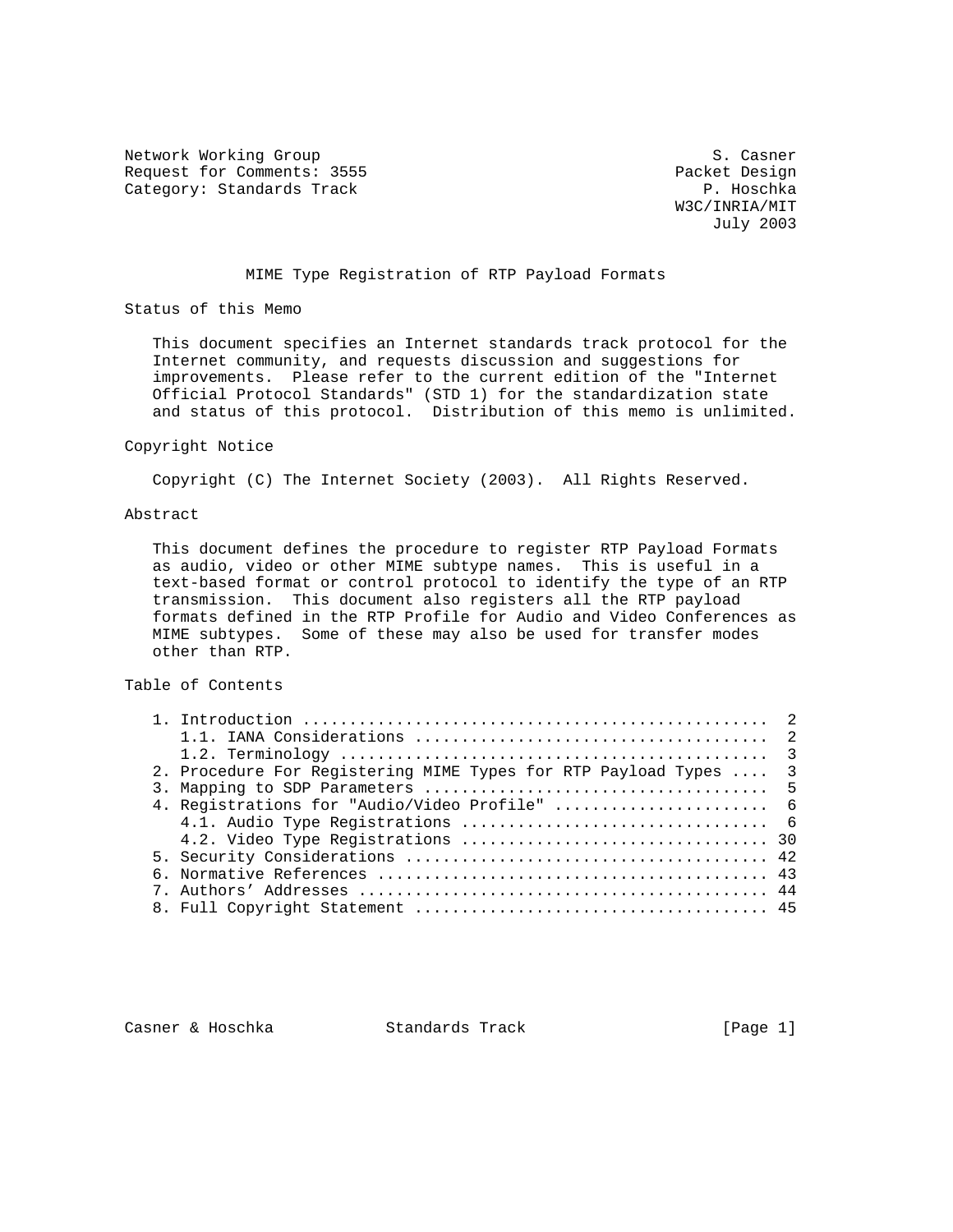Network Working Group S. Casner
Request for Comments: 3555 Packet Design
Category: Standards Track P. Hoschka
W3C/INRIA/MIT
July 2003

# MIME Type Registration of RTP Payload Formats

## Status of this Memo

This document specifies an Internet standards track protocol for the Internet community, and requests discussion and suggestions for improvements. Please refer to the current edition of the "Internet Official Protocol Standards" (STD 1) for the standardization state and status of this protocol. Distribution of this memo is unlimited.

## Copyright Notice

Copyright (C) The Internet Society (2003). All Rights Reserved.

## Abstract

This document defines the procedure to register RTP Payload Formats as audio, video or other MIME subtype names. This is useful in a text-based format or control protocol to identify the type of an RTP transmission. This document also registers all the RTP payload formats defined in the RTP Profile for Audio and Video Conferences as MIME subtypes. Some of these may also be used for transfer modes other than RTP.

## Table of Contents

```
1. Introduction ................................................  2
   1.1. IANA Considerations ....................................  2
   1.2. Terminology ............................................  3
2. Procedure For Registering MIME Types for RTP Payload Types ....  3
3. Mapping to SDP Parameters ....................................  5
4. Registrations for "Audio/Video Profile" ......................  6
   4.1. Audio Type Registrations ...............................  6
   4.2. Video Type Registrations ............................... 30
5. Security Considerations ...................................... 42
6. Normative References ......................................... 43
7. Authors' Addresses ........................................... 44
8. Full Copyright Statement ..................................... 45
```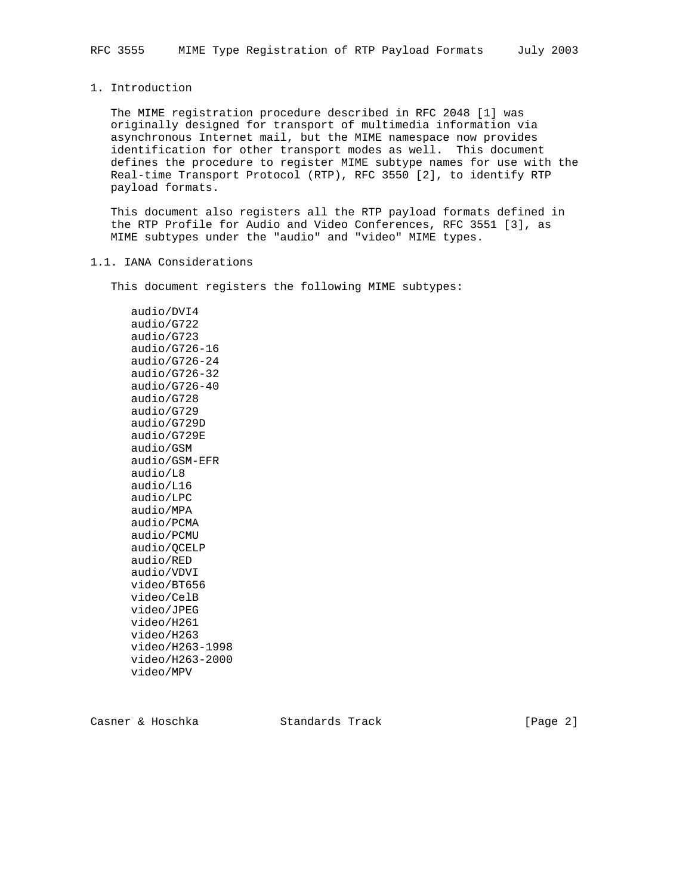## 1. Introduction

The MIME registration procedure described in RFC 2048 [1] was originally designed for transport of multimedia information via asynchronous Internet mail, but the MIME namespace now provides identification for other transport modes as well. This document defines the procedure to register MIME subtype names for use with the Real-time Transport Protocol (RTP), RFC 3550 [2], to identify RTP payload formats.

This document also registers all the RTP payload formats defined in the RTP Profile for Audio and Video Conferences, RFC 3551 [3], as MIME subtypes under the "audio" and "video" MIME types.

### 1.1. IANA Considerations

This document registers the following MIME subtypes:

```
audio/DVI4
audio/G722
audio/G723
audio/G726-16
audio/G726-24
audio/G726-32
audio/G726-40
audio/G728
audio/G729
audio/G729D
audio/G729E
audio/GSM
audio/GSM-EFR
audio/L8
audio/L16
audio/LPC
audio/MPA
audio/PCMA
audio/PCMU
audio/QCELP
audio/RED
audio/VDVI
video/BT656
video/CelB
video/JPEG
video/H261
video/H263
video/H263-1998
video/H263-2000
video/MPV
```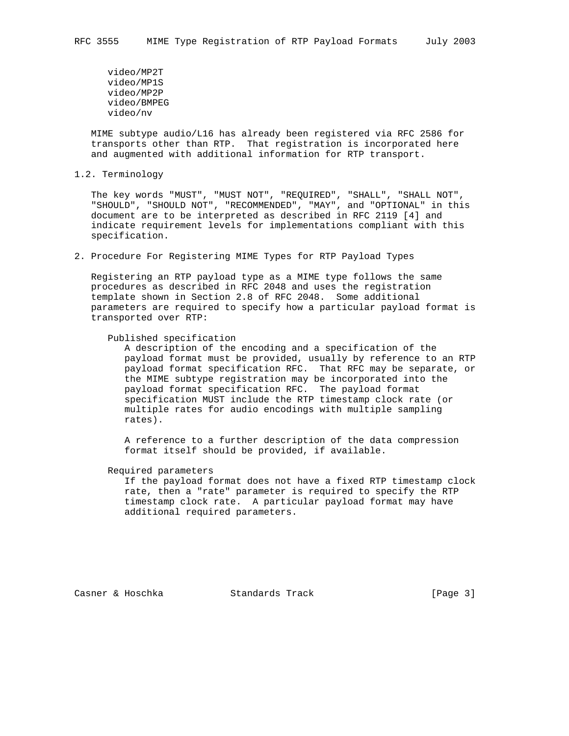video/MP2T
video/MP1S
video/MP2P
video/BMPEG
video/nv

MIME subtype audio/L16 has already been registered via RFC 2586 for transports other than RTP. That registration is incorporated here and augmented with additional information for RTP transport.

## 1.2. Terminology

The key words "MUST", "MUST NOT", "REQUIRED", "SHALL", "SHALL NOT", "SHOULD", "SHOULD NOT", "RECOMMENDED", "MAY", and "OPTIONAL" in this document are to be interpreted as described in RFC 2119 [4] and indicate requirement levels for implementations compliant with this specification.

# 2. Procedure For Registering MIME Types for RTP Payload Types

Registering an RTP payload type as a MIME type follows the same procedures as described in RFC 2048 and uses the registration template shown in Section 2.8 of RFC 2048. Some additional parameters are required to specify how a particular payload format is transported over RTP:

Published specification

A description of the encoding and a specification of the payload format must be provided, usually by reference to an RTP payload format specification RFC. That RFC may be separate, or the MIME subtype registration may be incorporated into the payload format specification RFC. The payload format specification MUST include the RTP timestamp clock rate (or multiple rates for audio encodings with multiple sampling rates).

A reference to a further description of the data compression format itself should be provided, if available.

Required parameters

If the payload format does not have a fixed RTP timestamp clock rate, then a "rate" parameter is required to specify the RTP timestamp clock rate. A particular payload format may have additional required parameters.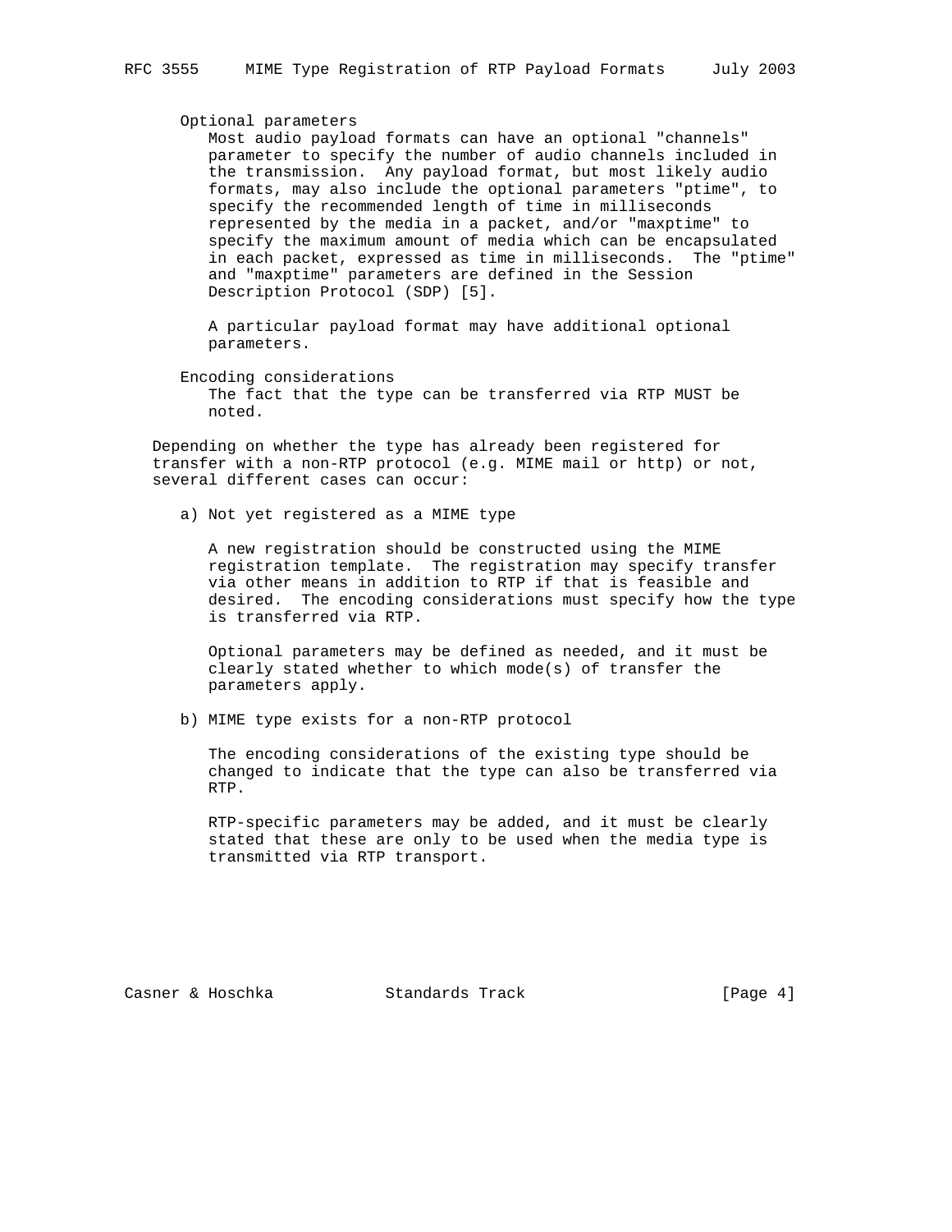Optional parameters

Most audio payload formats can have an optional "channels" parameter to specify the number of audio channels included in the transmission. Any payload format, but most likely audio formats, may also include the optional parameters "ptime", to specify the recommended length of time in milliseconds represented by the media in a packet, and/or "maxptime" to specify the maximum amount of media which can be encapsulated in each packet, expressed as time in milliseconds. The "ptime" and "maxptime" parameters are defined in the Session Description Protocol (SDP) [5].

A particular payload format may have additional optional parameters.

Encoding considerations

The fact that the type can be transferred via RTP MUST be noted.

Depending on whether the type has already been registered for transfer with a non-RTP protocol (e.g. MIME mail or http) or not, several different cases can occur:

a) Not yet registered as a MIME type

A new registration should be constructed using the MIME registration template. The registration may specify transfer via other means in addition to RTP if that is feasible and desired. The encoding considerations must specify how the type is transferred via RTP.

Optional parameters may be defined as needed, and it must be clearly stated whether to which mode(s) of transfer the parameters apply.

b) MIME type exists for a non-RTP protocol

The encoding considerations of the existing type should be changed to indicate that the type can also be transferred via RTP.

RTP-specific parameters may be added, and it must be clearly stated that these are only to be used when the media type is transmitted via RTP transport.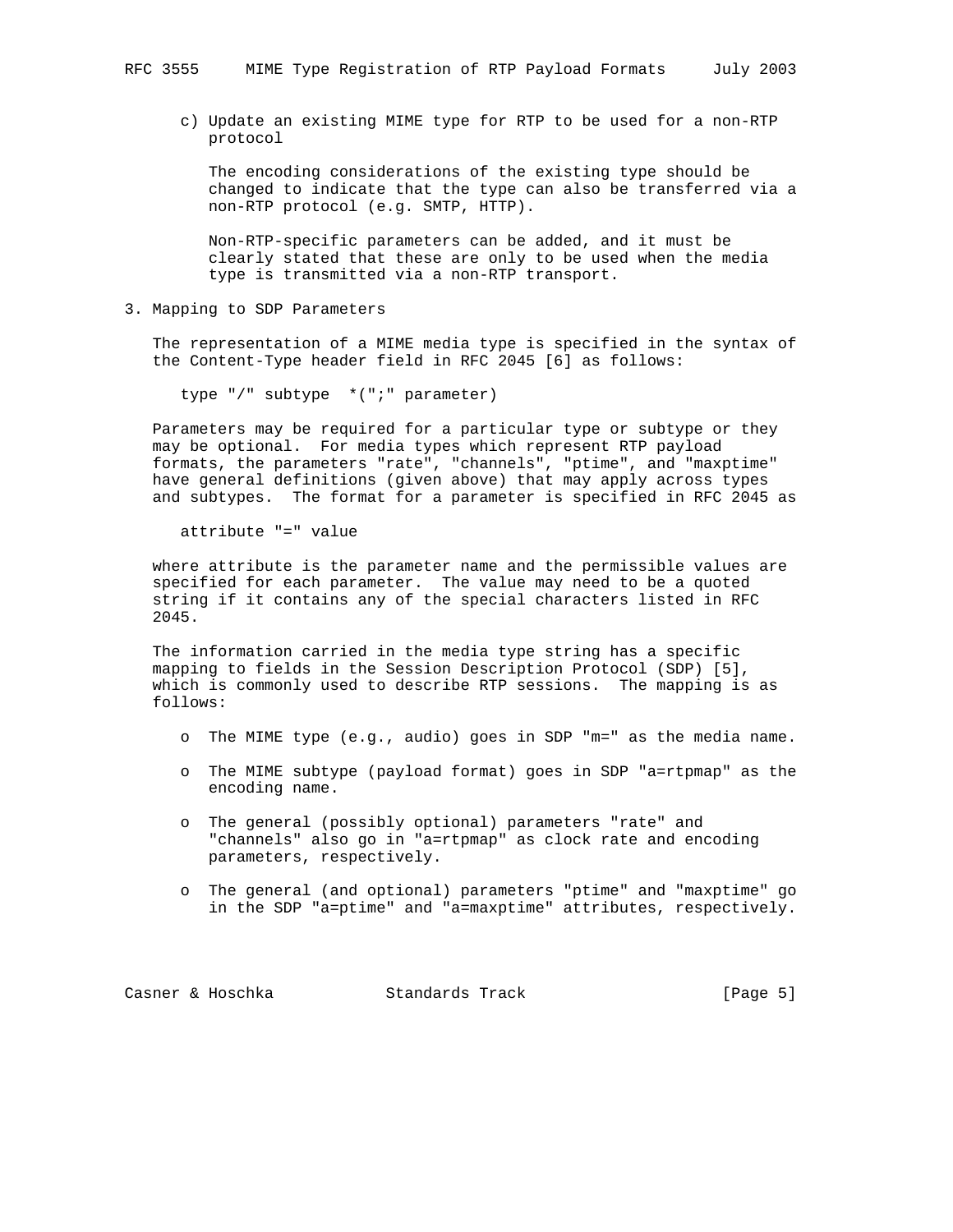c) Update an existing MIME type for RTP to be used for a non-RTP protocol

   The encoding considerations of the existing type should be changed to indicate that the type can also be transferred via a non-RTP protocol (e.g. SMTP, HTTP).

   Non-RTP-specific parameters can be added, and it must be clearly stated that these are only to be used when the media type is transmitted via a non-RTP transport.

## 3. Mapping to SDP Parameters

The representation of a MIME media type is specified in the syntax of the Content-Type header field in RFC 2045 [6] as follows:

```
type "/" subtype  *(";" parameter)
```

Parameters may be required for a particular type or subtype or they may be optional. For media types which represent RTP payload formats, the parameters "rate", "channels", "ptime", and "maxptime" have general definitions (given above) that may apply across types and subtypes. The format for a parameter is specified in RFC 2045 as

```
attribute "=" value
```

where attribute is the parameter name and the permissible values are specified for each parameter. The value may need to be a quoted string if it contains any of the special characters listed in RFC 2045.

The information carried in the media type string has a specific mapping to fields in the Session Description Protocol (SDP) [5], which is commonly used to describe RTP sessions. The mapping is as follows:

- The MIME type (e.g., audio) goes in SDP "m=" as the media name.
- The MIME subtype (payload format) goes in SDP "a=rtpmap" as the encoding name.
- The general (possibly optional) parameters "rate" and "channels" also go in "a=rtpmap" as clock rate and encoding parameters, respectively.
- The general (and optional) parameters "ptime" and "maxptime" go in the SDP "a=ptime" and "a=maxptime" attributes, respectively.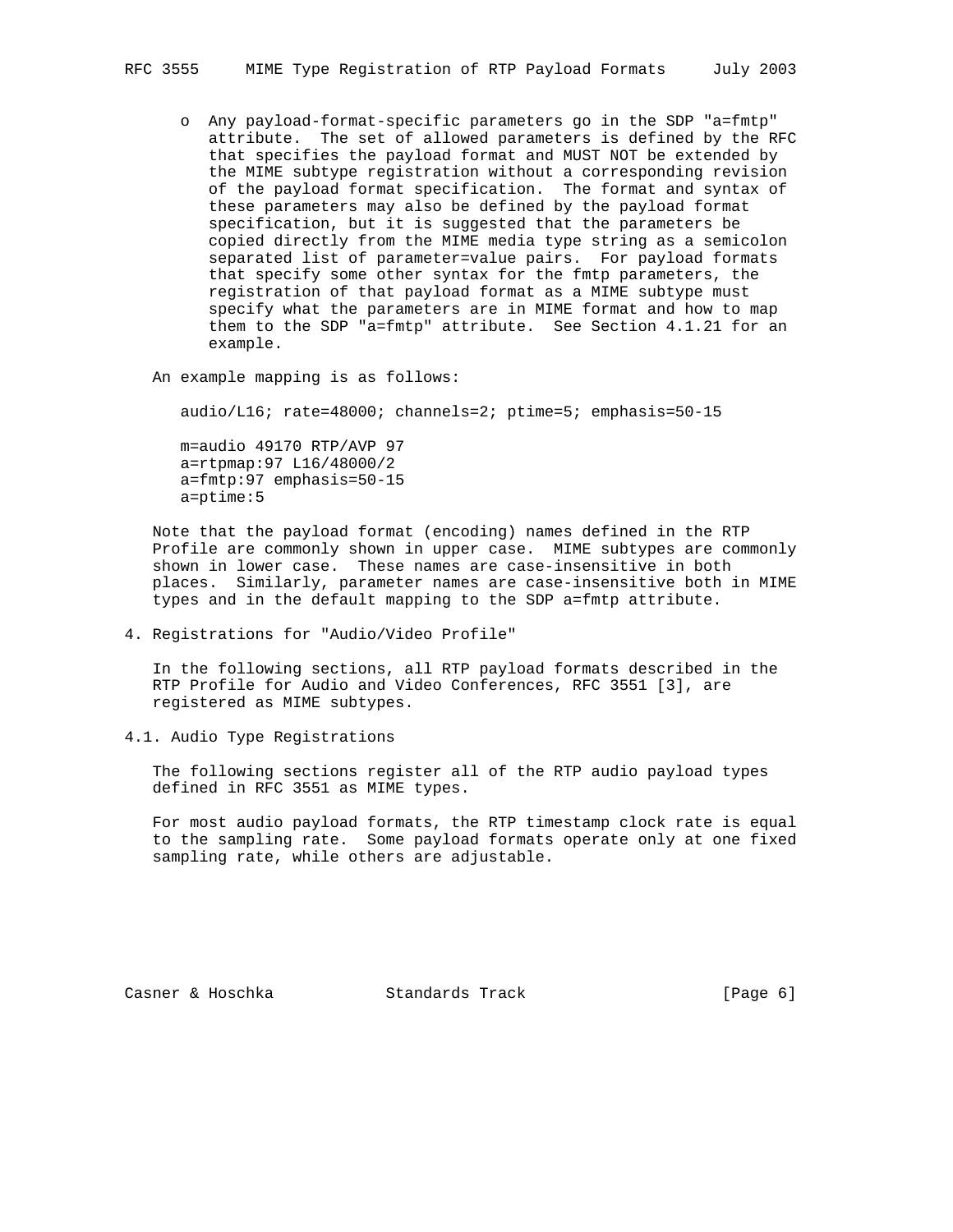- Any payload-format-specific parameters go in the SDP "a=fmtp" attribute. The set of allowed parameters is defined by the RFC that specifies the payload format and MUST NOT be extended by the MIME subtype registration without a corresponding revision of the payload format specification. The format and syntax of these parameters may also be defined by the payload format specification, but it is suggested that the parameters be copied directly from the MIME media type string as a semicolon separated list of parameter=value pairs. For payload formats that specify some other syntax for the fmtp parameters, the registration of that payload format as a MIME subtype must specify what the parameters are in MIME format and how to map them to the SDP "a=fmtp" attribute. See Section 4.1.21 for an example.

An example mapping is as follows:

```
audio/L16; rate=48000; channels=2; ptime=5; emphasis=50-15

m=audio 49170 RTP/AVP 97
a=rtpmap:97 L16/48000/2
a=fmtp:97 emphasis=50-15
a=ptime:5
```

Note that the payload format (encoding) names defined in the RTP Profile are commonly shown in upper case. MIME subtypes are commonly shown in lower case. These names are case-insensitive in both places. Similarly, parameter names are case-insensitive both in MIME types and in the default mapping to the SDP a=fmtp attribute.

## 4. Registrations for "Audio/Video Profile"

In the following sections, all RTP payload formats described in the RTP Profile for Audio and Video Conferences, RFC 3551 [3], are registered as MIME subtypes.

### 4.1. Audio Type Registrations

The following sections register all of the RTP audio payload types defined in RFC 3551 as MIME types.

For most audio payload formats, the RTP timestamp clock rate is equal to the sampling rate. Some payload formats operate only at one fixed sampling rate, while others are adjustable.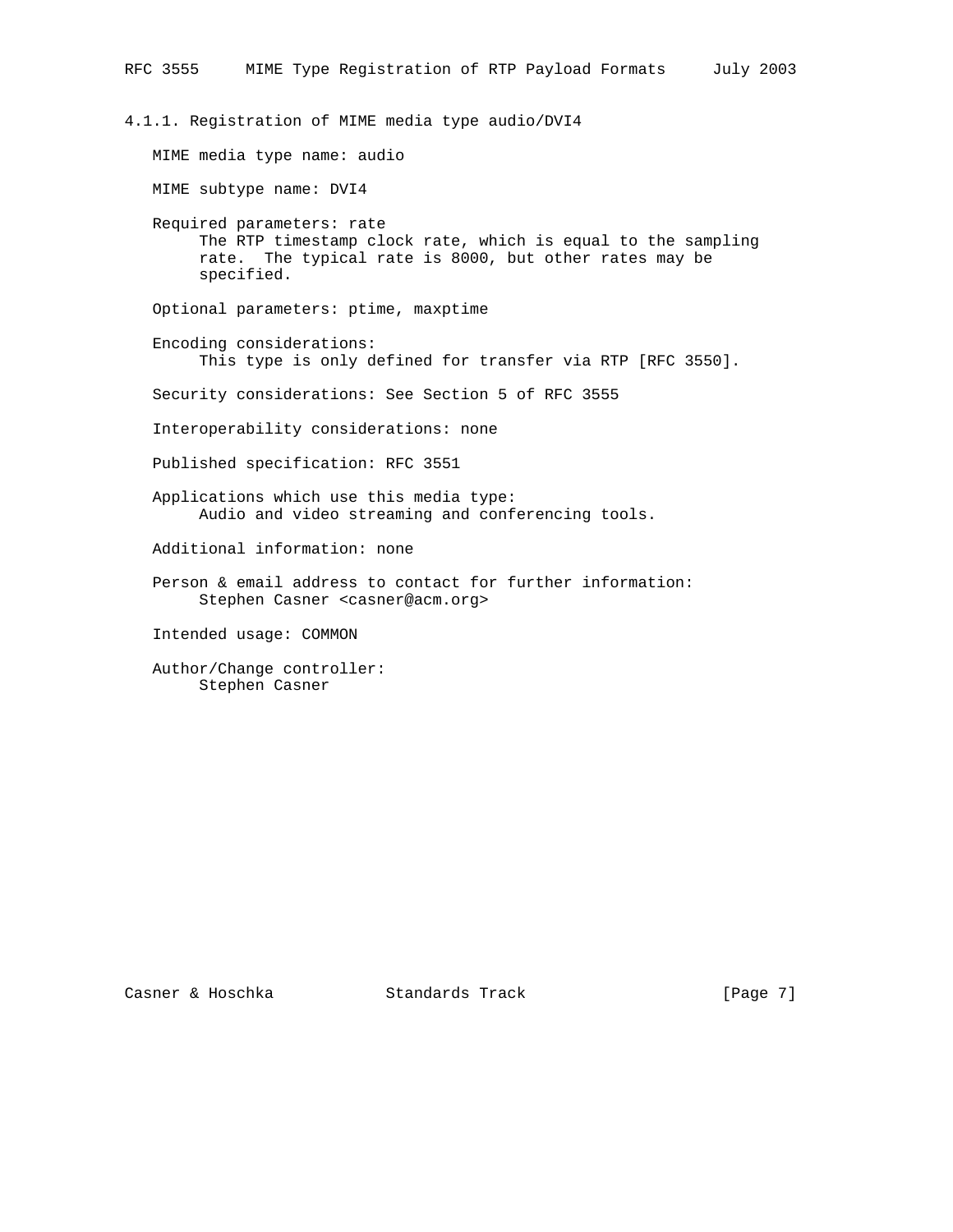### 4.1.1. Registration of MIME media type audio/DVI4

MIME media type name: audio

MIME subtype name: DVI4

Required parameters: rate
The RTP timestamp clock rate, which is equal to the sampling rate. The typical rate is 8000, but other rates may be specified.

Optional parameters: ptime, maxptime

Encoding considerations:
This type is only defined for transfer via RTP [RFC 3550].

Security considerations: See Section 5 of RFC 3555

Interoperability considerations: none

Published specification: RFC 3551

Applications which use this media type:
Audio and video streaming and conferencing tools.

Additional information: none

Person & email address to contact for further information:
Stephen Casner <casner@acm.org>

Intended usage: COMMON

Author/Change controller:
Stephen Casner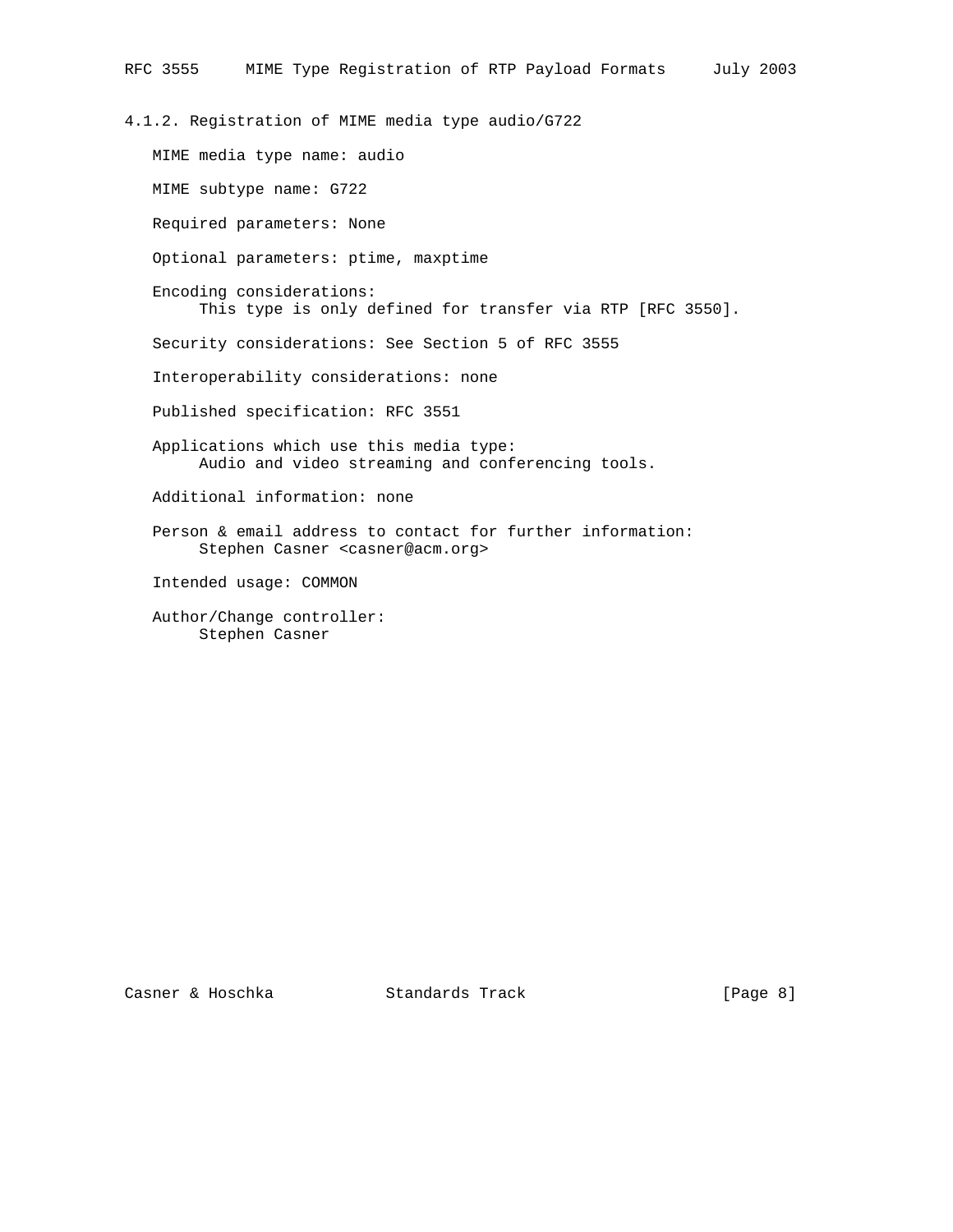### 4.1.2. Registration of MIME media type audio/G722

MIME media type name: audio

MIME subtype name: G722

Required parameters: None

Optional parameters: ptime, maxptime

Encoding considerations:
This type is only defined for transfer via RTP [RFC 3550].

Security considerations: See Section 5 of RFC 3555

Interoperability considerations: none

Published specification: RFC 3551

Applications which use this media type:
Audio and video streaming and conferencing tools.

Additional information: none

Person & email address to contact for further information:
Stephen Casner <casner@acm.org>

Intended usage: COMMON

Author/Change controller:
Stephen Casner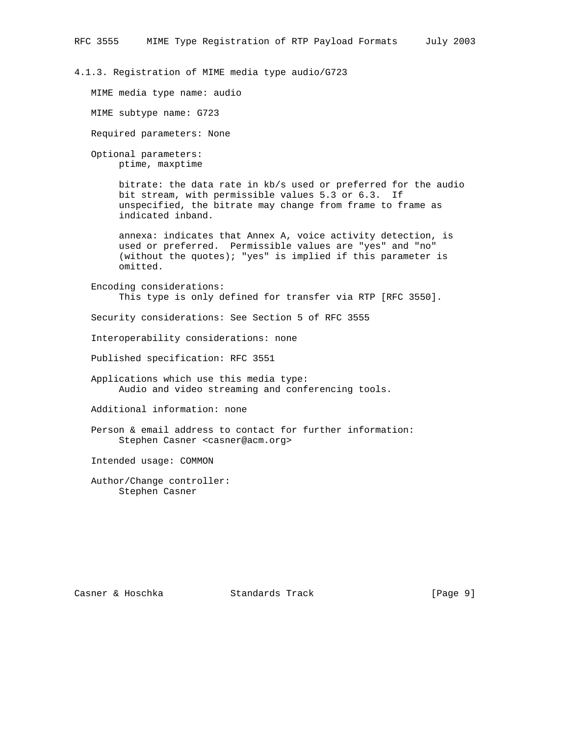#### 4.1.3. Registration of MIME media type audio/G723

MIME media type name: audio

MIME subtype name: G723

Required parameters: None

Optional parameters:
ptime, maxptime

bitrate: the data rate in kb/s used or preferred for the audio bit stream, with permissible values 5.3 or 6.3. If unspecified, the bitrate may change from frame to frame as indicated inband.

annexa: indicates that Annex A, voice activity detection, is used or preferred. Permissible values are "yes" and "no" (without the quotes); "yes" is implied if this parameter is omitted.

Encoding considerations:
This type is only defined for transfer via RTP [RFC 3550].

Security considerations: See Section 5 of RFC 3555

Interoperability considerations: none

Published specification: RFC 3551

Applications which use this media type:
Audio and video streaming and conferencing tools.

Additional information: none

Person & email address to contact for further information:
Stephen Casner <casner@acm.org>

Intended usage: COMMON

Author/Change controller:
Stephen Casner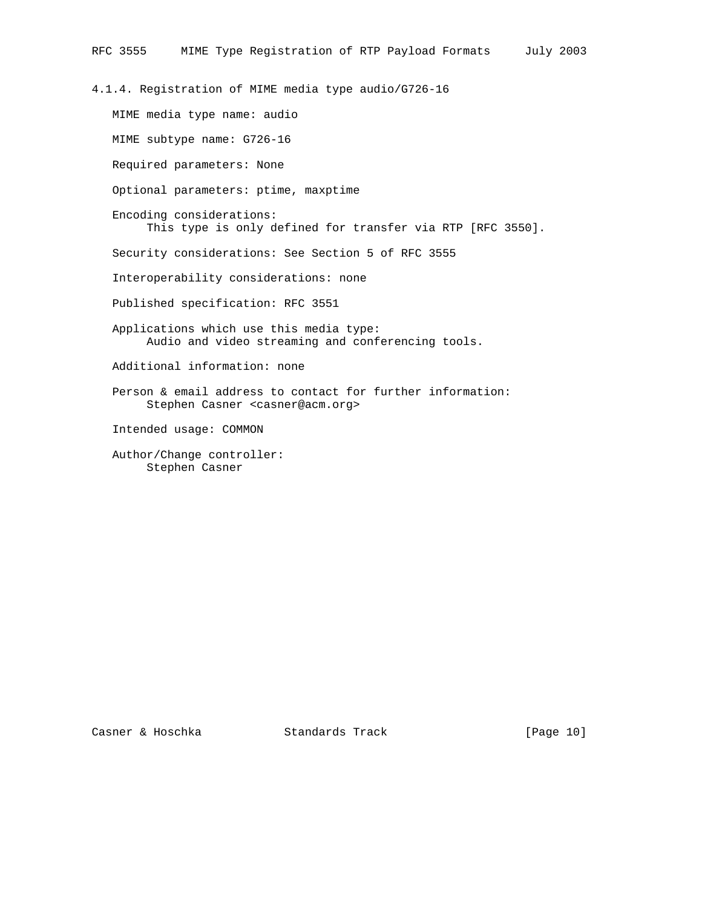#### 4.1.4. Registration of MIME media type audio/G726-16

MIME media type name: audio

MIME subtype name: G726-16

Required parameters: None

Optional parameters: ptime, maxptime

Encoding considerations:
This type is only defined for transfer via RTP [RFC 3550].

Security considerations: See Section 5 of RFC 3555

Interoperability considerations: none

Published specification: RFC 3551

Applications which use this media type:
Audio and video streaming and conferencing tools.

Additional information: none

Person & email address to contact for further information:
Stephen Casner <casner@acm.org>

Intended usage: COMMON

Author/Change controller:
Stephen Casner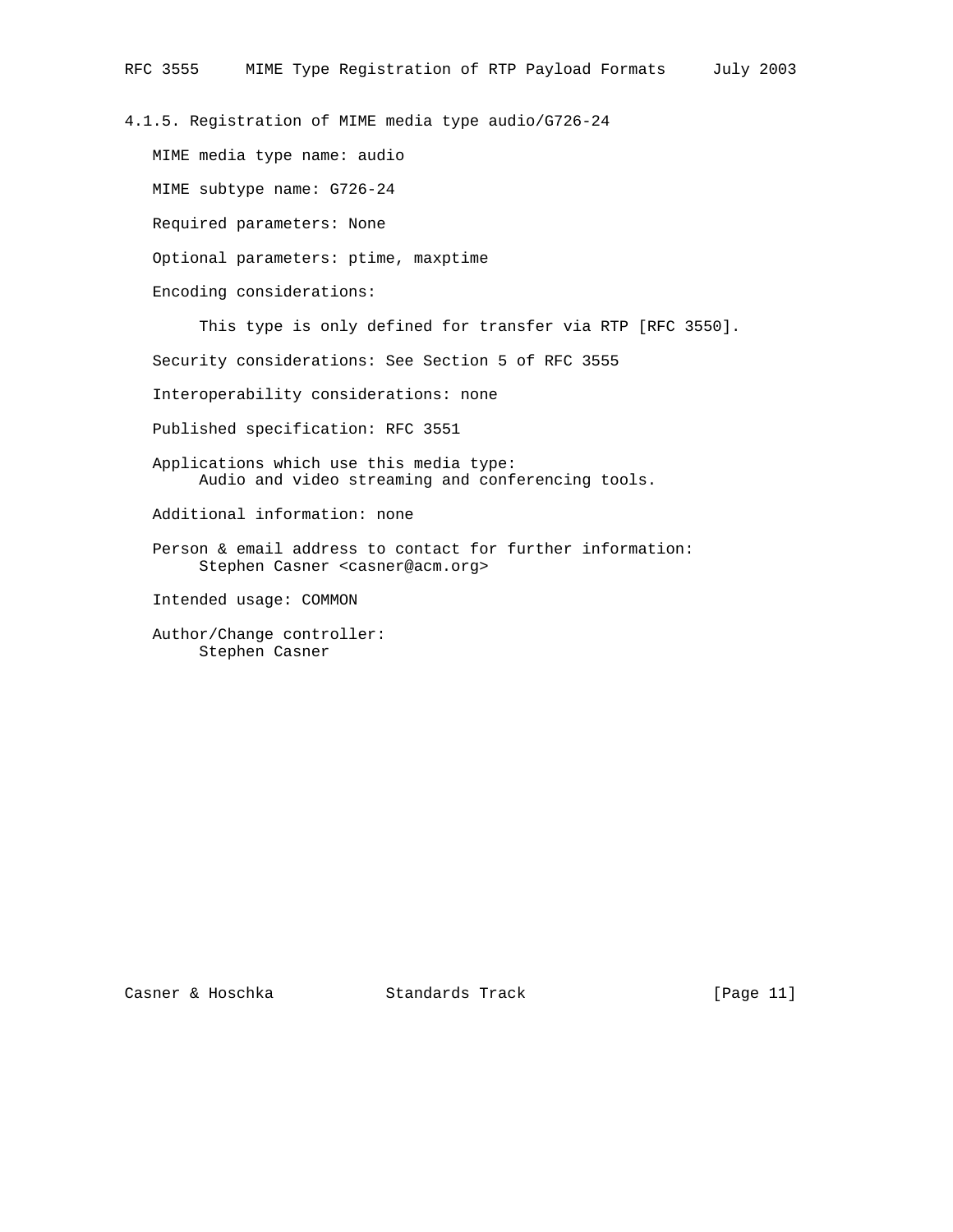### 4.1.5. Registration of MIME media type audio/G726-24

MIME media type name: audio

MIME subtype name: G726-24

Required parameters: None

Optional parameters: ptime, maxptime

Encoding considerations:

This type is only defined for transfer via RTP [RFC 3550].

Security considerations: See Section 5 of RFC 3555

Interoperability considerations: none

Published specification: RFC 3551

Applications which use this media type:
Audio and video streaming and conferencing tools.

Additional information: none

Person & email address to contact for further information:
Stephen Casner <casner@acm.org>

Intended usage: COMMON

Author/Change controller:
Stephen Casner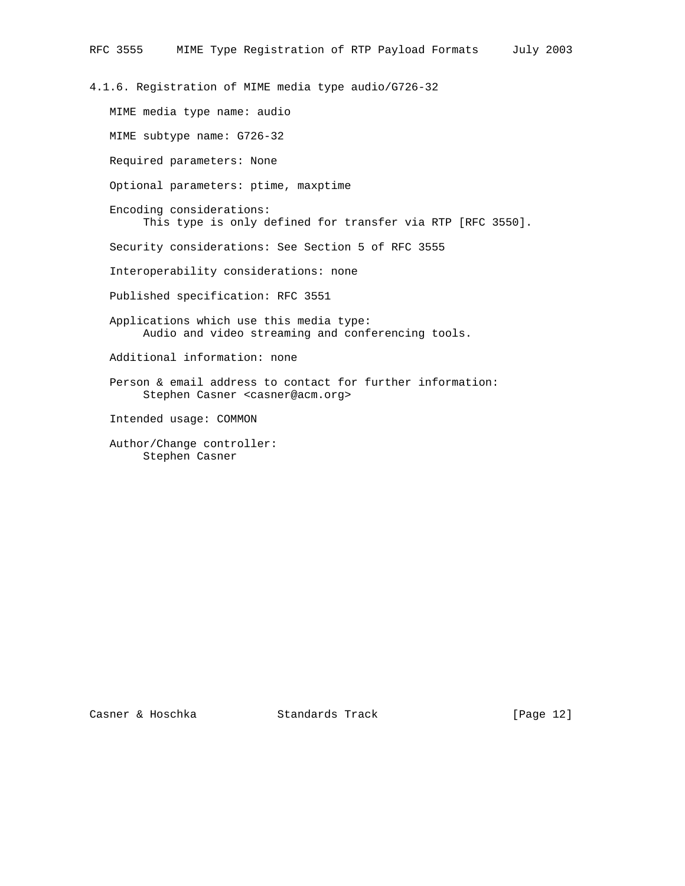### 4.1.6. Registration of MIME media type audio/G726-32

MIME media type name: audio

MIME subtype name: G726-32

Required parameters: None

Optional parameters: ptime, maxptime

Encoding considerations:
This type is only defined for transfer via RTP [RFC 3550].

Security considerations: See Section 5 of RFC 3555

Interoperability considerations: none

Published specification: RFC 3551

Applications which use this media type:
Audio and video streaming and conferencing tools.

Additional information: none

Person & email address to contact for further information:
Stephen Casner <casner@acm.org>

Intended usage: COMMON

Author/Change controller:
Stephen Casner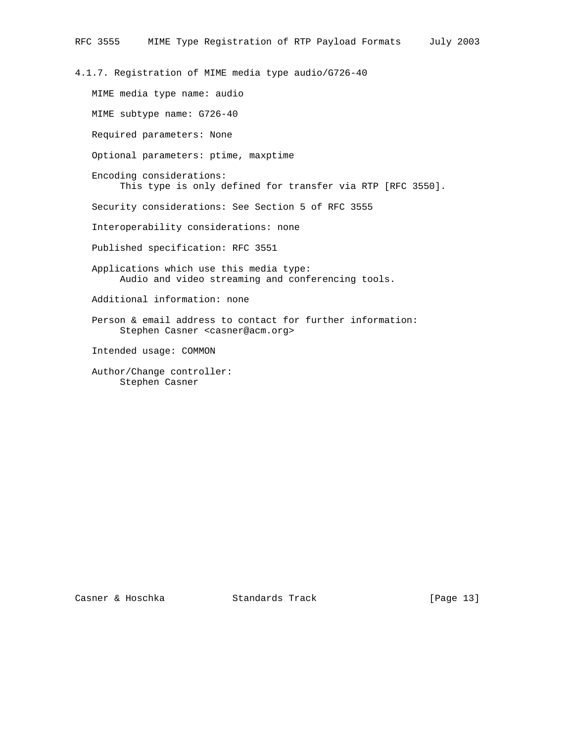#### 4.1.7. Registration of MIME media type audio/G726-40

MIME media type name: audio

MIME subtype name: G726-40

Required parameters: None

Optional parameters: ptime, maxptime

Encoding considerations:
This type is only defined for transfer via RTP [RFC 3550].

Security considerations: See Section 5 of RFC 3555

Interoperability considerations: none

Published specification: RFC 3551

Applications which use this media type:
Audio and video streaming and conferencing tools.

Additional information: none

Person & email address to contact for further information:
Stephen Casner <casner@acm.org>

Intended usage: COMMON

Author/Change controller:
Stephen Casner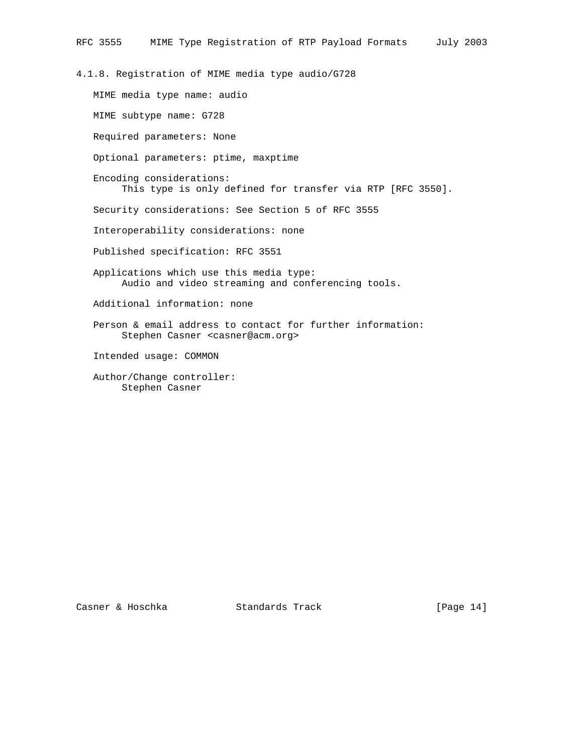#### 4.1.8. Registration of MIME media type audio/G728

MIME media type name: audio

MIME subtype name: G728

Required parameters: None

Optional parameters: ptime, maxptime

Encoding considerations:
This type is only defined for transfer via RTP [RFC 3550].

Security considerations: See Section 5 of RFC 3555

Interoperability considerations: none

Published specification: RFC 3551

Applications which use this media type:
Audio and video streaming and conferencing tools.

Additional information: none

Person & email address to contact for further information:
Stephen Casner <casner@acm.org>

Intended usage: COMMON

Author/Change controller:
Stephen Casner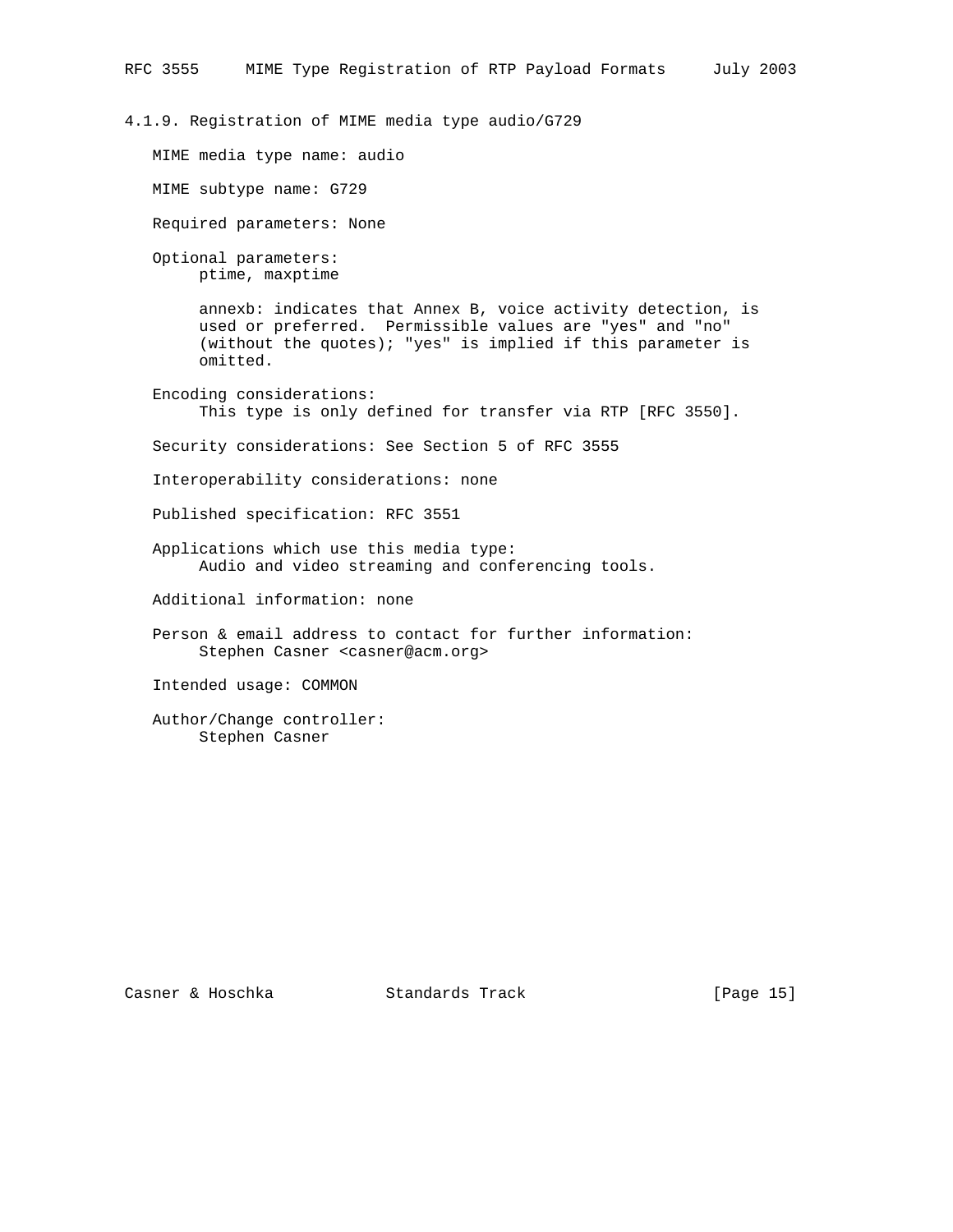### 4.1.9. Registration of MIME media type audio/G729

MIME media type name: audio

MIME subtype name: G729

Required parameters: None

Optional parameters:
ptime, maxptime

annexb: indicates that Annex B, voice activity detection, is used or preferred. Permissible values are "yes" and "no" (without the quotes); "yes" is implied if this parameter is omitted.

Encoding considerations:
This type is only defined for transfer via RTP [RFC 3550].

Security considerations: See Section 5 of RFC 3555

Interoperability considerations: none

Published specification: RFC 3551

Applications which use this media type:
Audio and video streaming and conferencing tools.

Additional information: none

Person & email address to contact for further information:
Stephen Casner <casner@acm.org>

Intended usage: COMMON

Author/Change controller:
Stephen Casner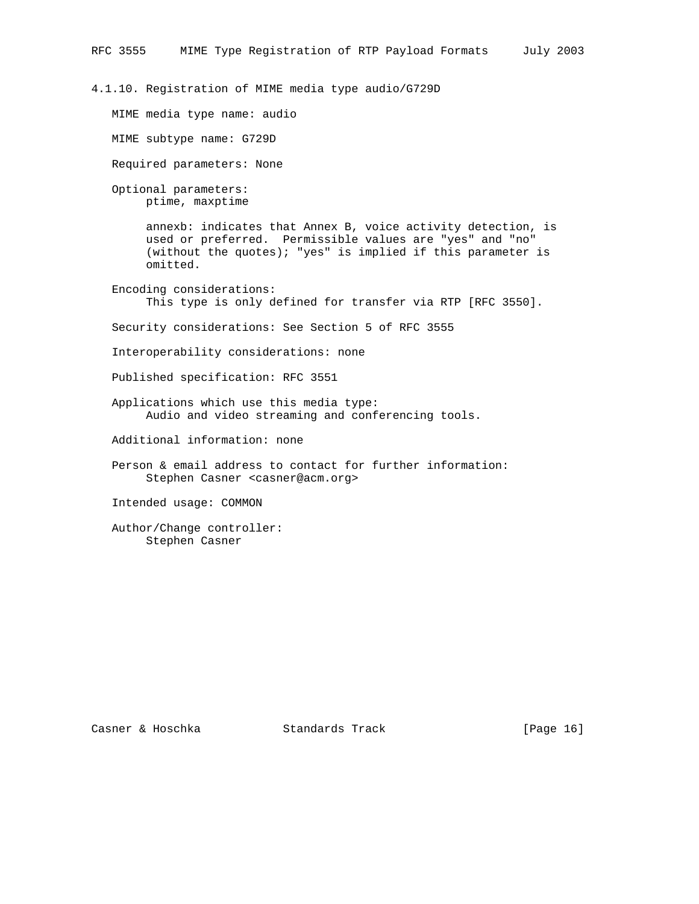### 4.1.10. Registration of MIME media type audio/G729D

MIME media type name: audio

MIME subtype name: G729D

Required parameters: None

Optional parameters:
ptime, maxptime

annexb: indicates that Annex B, voice activity detection, is used or preferred. Permissible values are "yes" and "no" (without the quotes); "yes" is implied if this parameter is omitted.

Encoding considerations:
This type is only defined for transfer via RTP [RFC 3550].

Security considerations: See Section 5 of RFC 3555

Interoperability considerations: none

Published specification: RFC 3551

Applications which use this media type:
Audio and video streaming and conferencing tools.

Additional information: none

Person & email address to contact for further information:
Stephen Casner <casner@acm.org>

Intended usage: COMMON

Author/Change controller:
Stephen Casner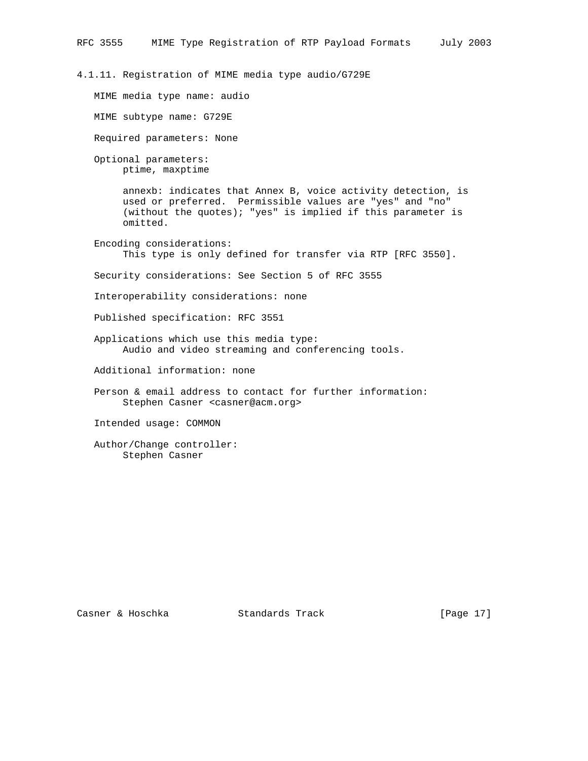### 4.1.11. Registration of MIME media type audio/G729E

MIME media type name: audio

MIME subtype name: G729E

Required parameters: None

Optional parameters:
ptime, maxptime

annexb: indicates that Annex B, voice activity detection, is used or preferred. Permissible values are "yes" and "no" (without the quotes); "yes" is implied if this parameter is omitted.

Encoding considerations:
This type is only defined for transfer via RTP [RFC 3550].

Security considerations: See Section 5 of RFC 3555

Interoperability considerations: none

Published specification: RFC 3551

Applications which use this media type:
Audio and video streaming and conferencing tools.

Additional information: none

Person & email address to contact for further information:
Stephen Casner <casner@acm.org>

Intended usage: COMMON

Author/Change controller:
Stephen Casner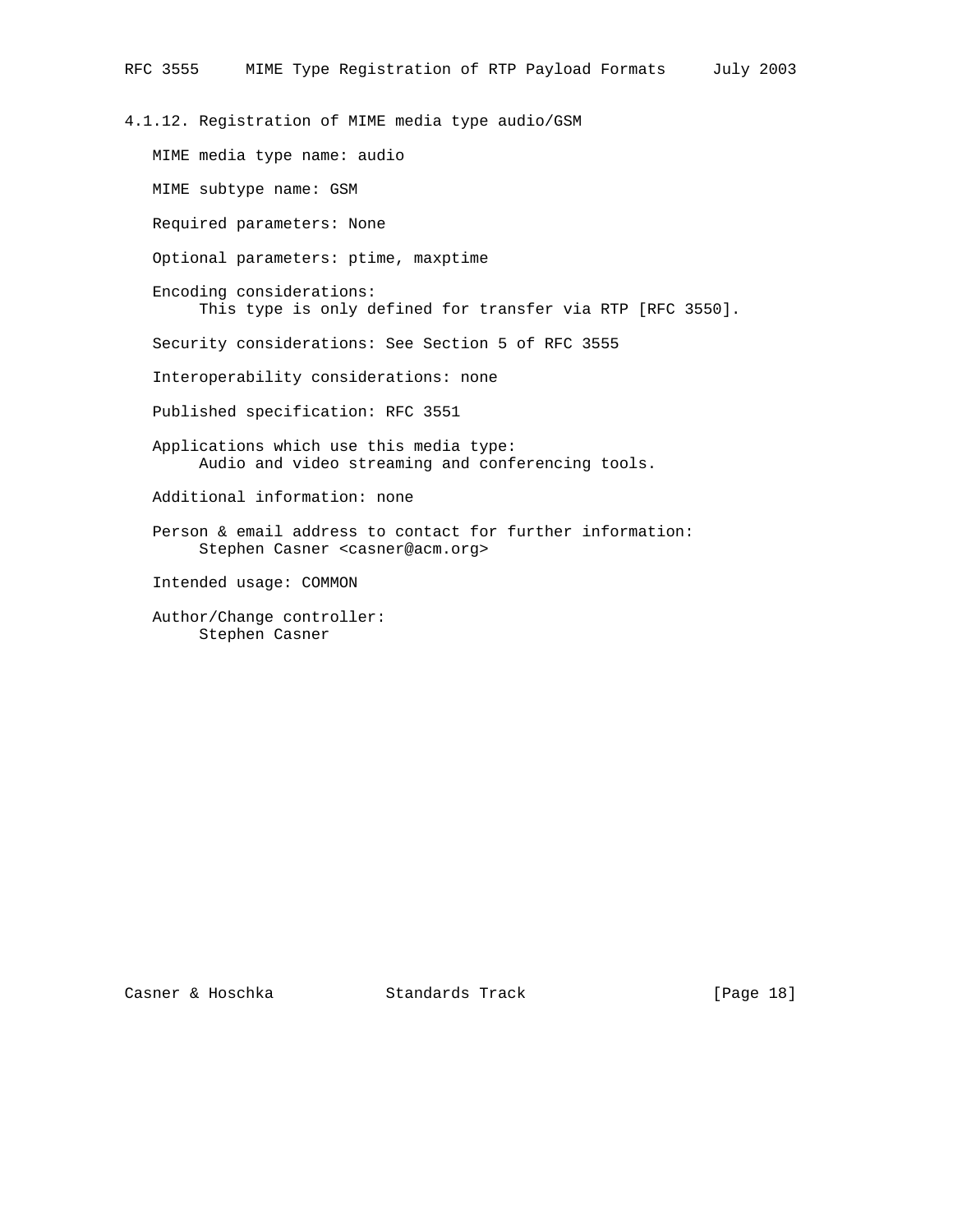#### 4.1.12. Registration of MIME media type audio/GSM

MIME media type name: audio

MIME subtype name: GSM

Required parameters: None

Optional parameters: ptime, maxptime

Encoding considerations:
This type is only defined for transfer via RTP [RFC 3550].

Security considerations: See Section 5 of RFC 3555

Interoperability considerations: none

Published specification: RFC 3551

Applications which use this media type:
Audio and video streaming and conferencing tools.

Additional information: none

Person & email address to contact for further information:
Stephen Casner <casner@acm.org>

Intended usage: COMMON

Author/Change controller:
Stephen Casner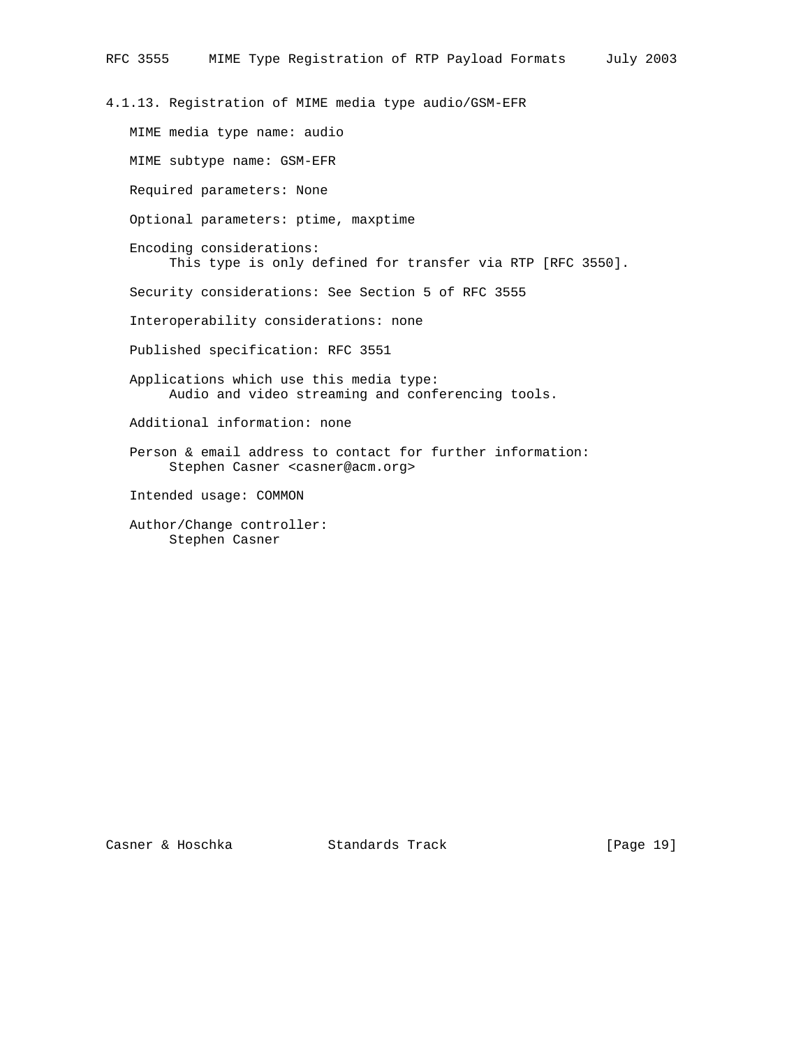#### 4.1.13. Registration of MIME media type audio/GSM-EFR

MIME media type name: audio

MIME subtype name: GSM-EFR

Required parameters: None

Optional parameters: ptime, maxptime

Encoding considerations:
This type is only defined for transfer via RTP [RFC 3550].

Security considerations: See Section 5 of RFC 3555

Interoperability considerations: none

Published specification: RFC 3551

Applications which use this media type:
Audio and video streaming and conferencing tools.

Additional information: none

Person & email address to contact for further information:
Stephen Casner <casner@acm.org>

Intended usage: COMMON

Author/Change controller:
Stephen Casner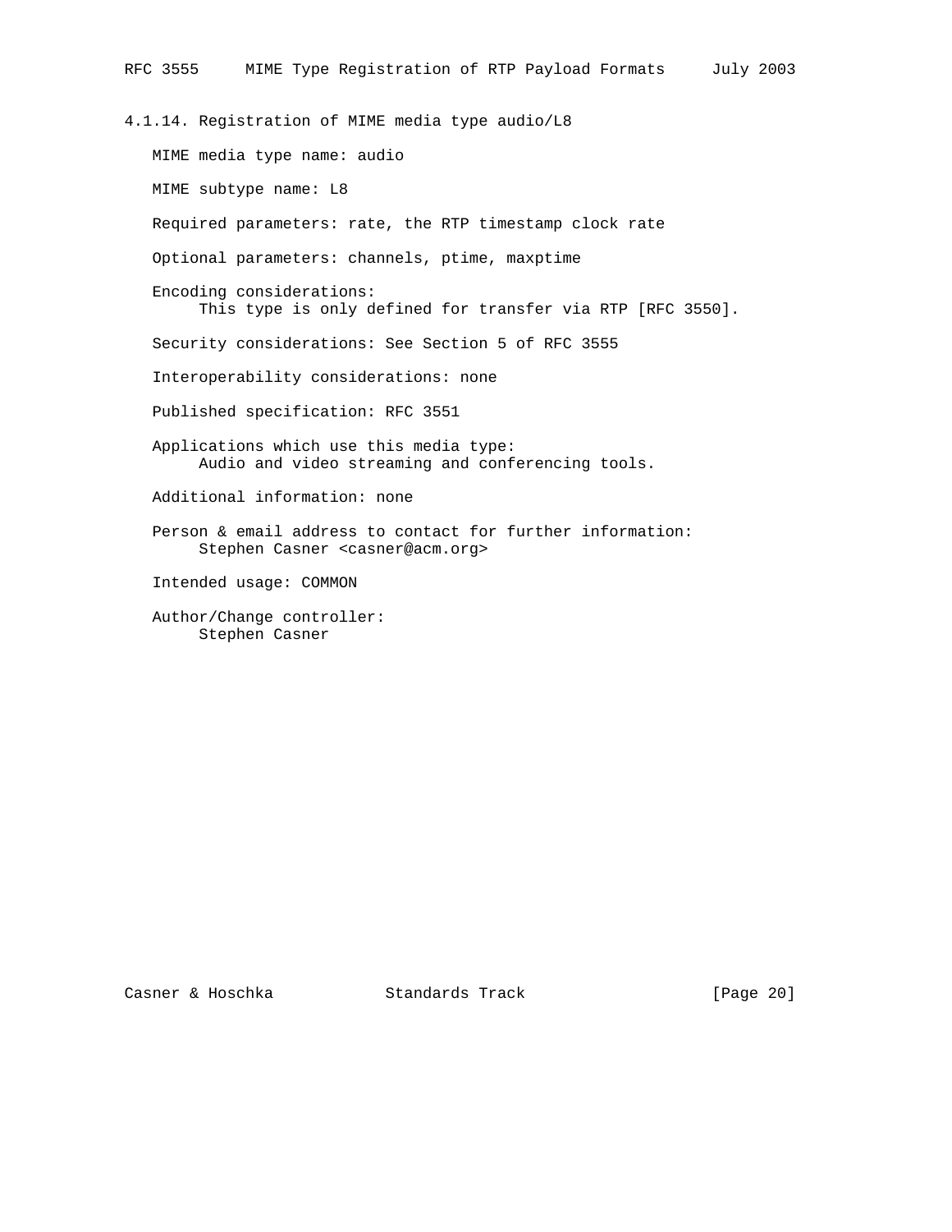### 4.1.14. Registration of MIME media type audio/L8

MIME media type name: audio

MIME subtype name: L8

Required parameters: rate, the RTP timestamp clock rate

Optional parameters: channels, ptime, maxptime

Encoding considerations:
This type is only defined for transfer via RTP [RFC 3550].

Security considerations: See Section 5 of RFC 3555

Interoperability considerations: none

Published specification: RFC 3551

Applications which use this media type:
Audio and video streaming and conferencing tools.

Additional information: none

Person & email address to contact for further information:
Stephen Casner <casner@acm.org>

Intended usage: COMMON

Author/Change controller:
Stephen Casner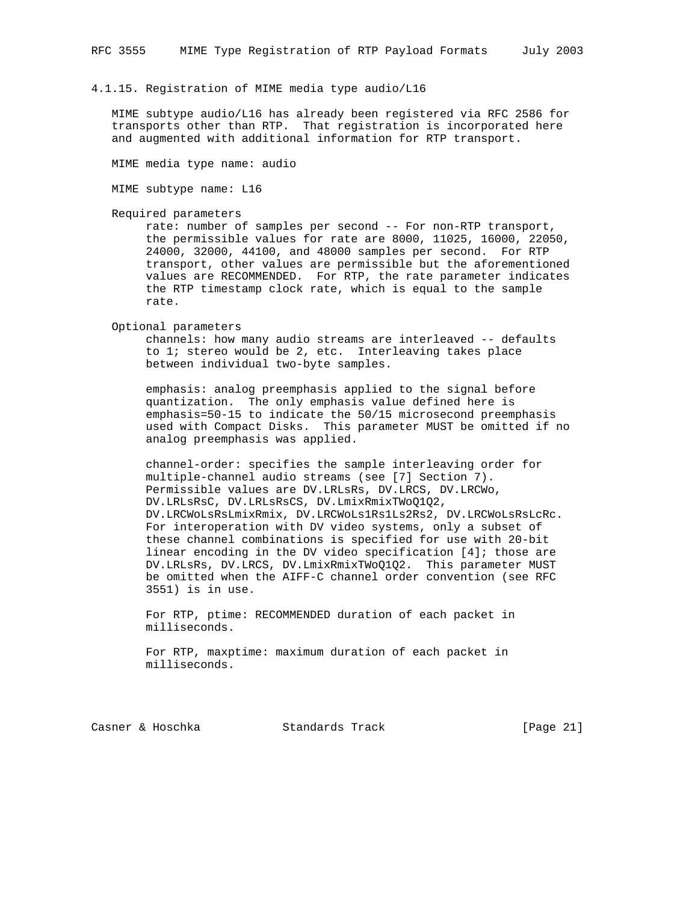### 4.1.15. Registration of MIME media type audio/L16

MIME subtype audio/L16 has already been registered via RFC 2586 for transports other than RTP. That registration is incorporated here and augmented with additional information for RTP transport.

MIME media type name: audio

MIME subtype name: L16

Required parameters

rate: number of samples per second -- For non-RTP transport, the permissible values for rate are 8000, 11025, 16000, 22050, 24000, 32000, 44100, and 48000 samples per second. For RTP transport, other values are permissible but the aforementioned values are RECOMMENDED. For RTP, the rate parameter indicates the RTP timestamp clock rate, which is equal to the sample rate.

Optional parameters

channels: how many audio streams are interleaved -- defaults to 1; stereo would be 2, etc. Interleaving takes place between individual two-byte samples.

emphasis: analog preemphasis applied to the signal before quantization. The only emphasis value defined here is emphasis=50-15 to indicate the 50/15 microsecond preemphasis used with Compact Disks. This parameter MUST be omitted if no analog preemphasis was applied.

channel-order: specifies the sample interleaving order for multiple-channel audio streams (see [7] Section 7). Permissible values are DV.LRLsRs, DV.LRCS, DV.LRCWo, DV.LRLsRsC, DV.LRLsRsCS, DV.LmixRmixTWoQ1Q2, DV.LRCWoLsRsLmixRmix, DV.LRCWoLs1Rs1Ls2Rs2, DV.LRCWoLsRsLcRc. For interoperation with DV video systems, only a subset of these channel combinations is specified for use with 20-bit linear encoding in the DV video specification [4]; those are DV.LRLsRs, DV.LRCS, DV.LmixRmixTWoQ1Q2. This parameter MUST be omitted when the AIFF-C channel order convention (see RFC 3551) is in use.

For RTP, ptime: RECOMMENDED duration of each packet in milliseconds.

For RTP, maxptime: maximum duration of each packet in milliseconds.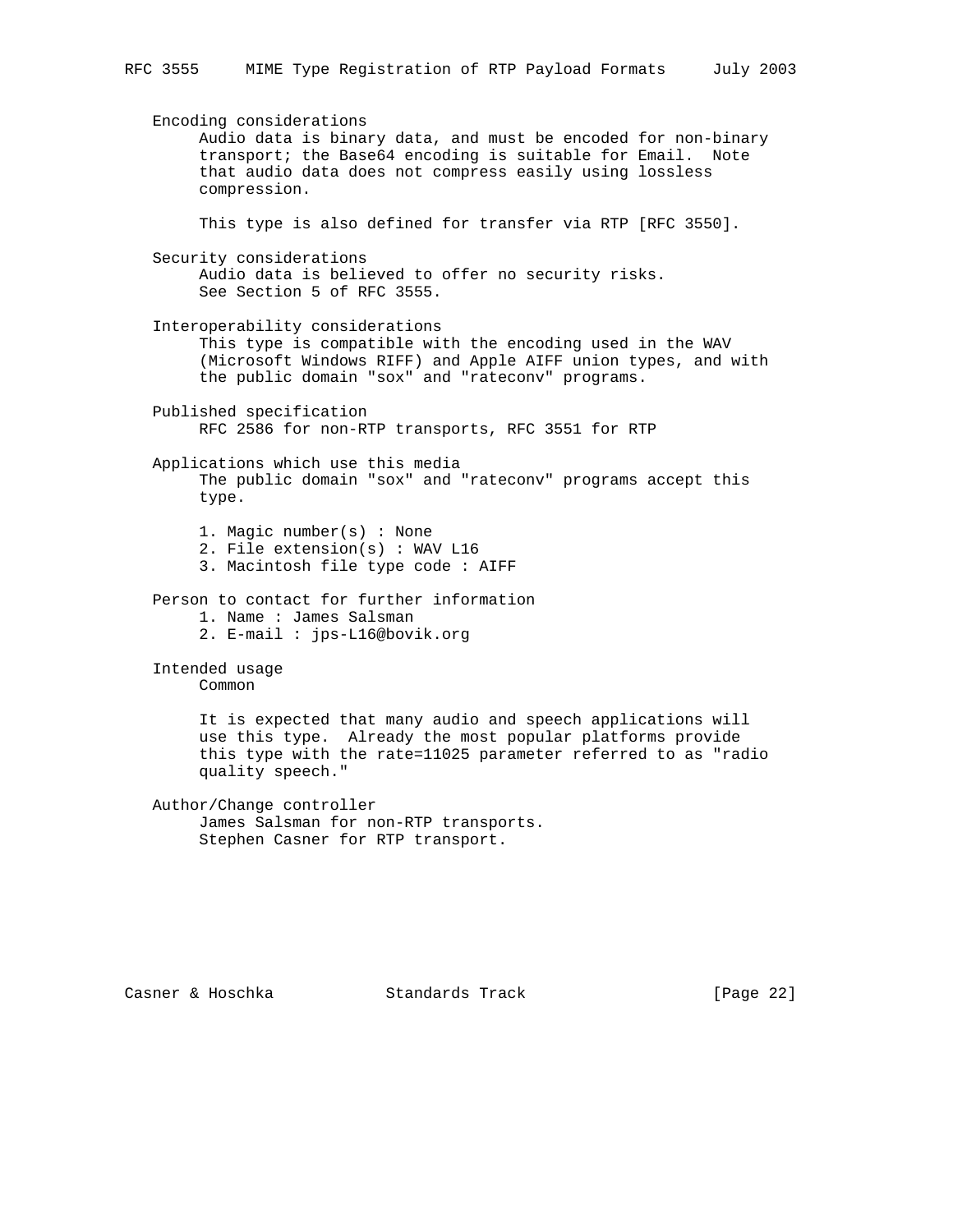Encoding considerations

Audio data is binary data, and must be encoded for non-binary transport; the Base64 encoding is suitable for Email. Note that audio data does not compress easily using lossless compression.

This type is also defined for transfer via RTP [RFC 3550].

Security considerations

Audio data is believed to offer no security risks. See Section 5 of RFC 3555.

Interoperability considerations

This type is compatible with the encoding used in the WAV (Microsoft Windows RIFF) and Apple AIFF union types, and with the public domain "sox" and "rateconv" programs.

Published specification

RFC 2586 for non-RTP transports, RFC 3551 for RTP

Applications which use this media

The public domain "sox" and "rateconv" programs accept this type.

1. Magic number(s) : None
2. File extension(s) : WAV L16
3. Macintosh file type code : AIFF

Person to contact for further information

1. Name : James Salsman
2. E-mail : jps-L16@bovik.org

Intended usage

Common

It is expected that many audio and speech applications will use this type. Already the most popular platforms provide this type with the rate=11025 parameter referred to as "radio quality speech."

Author/Change controller

James Salsman for non-RTP transports.
Stephen Casner for RTP transport.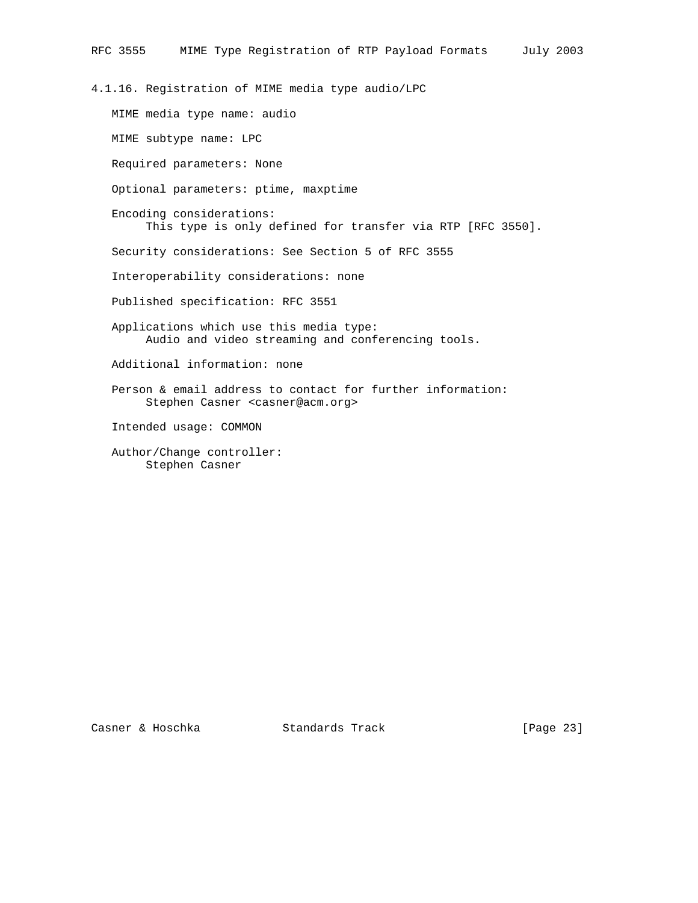### 4.1.16. Registration of MIME media type audio/LPC

MIME media type name: audio

MIME subtype name: LPC

Required parameters: None

Optional parameters: ptime, maxptime

Encoding considerations:
This type is only defined for transfer via RTP [RFC 3550].

Security considerations: See Section 5 of RFC 3555

Interoperability considerations: none

Published specification: RFC 3551

Applications which use this media type:
Audio and video streaming and conferencing tools.

Additional information: none

Person & email address to contact for further information:
Stephen Casner <casner@acm.org>

Intended usage: COMMON

Author/Change controller:
Stephen Casner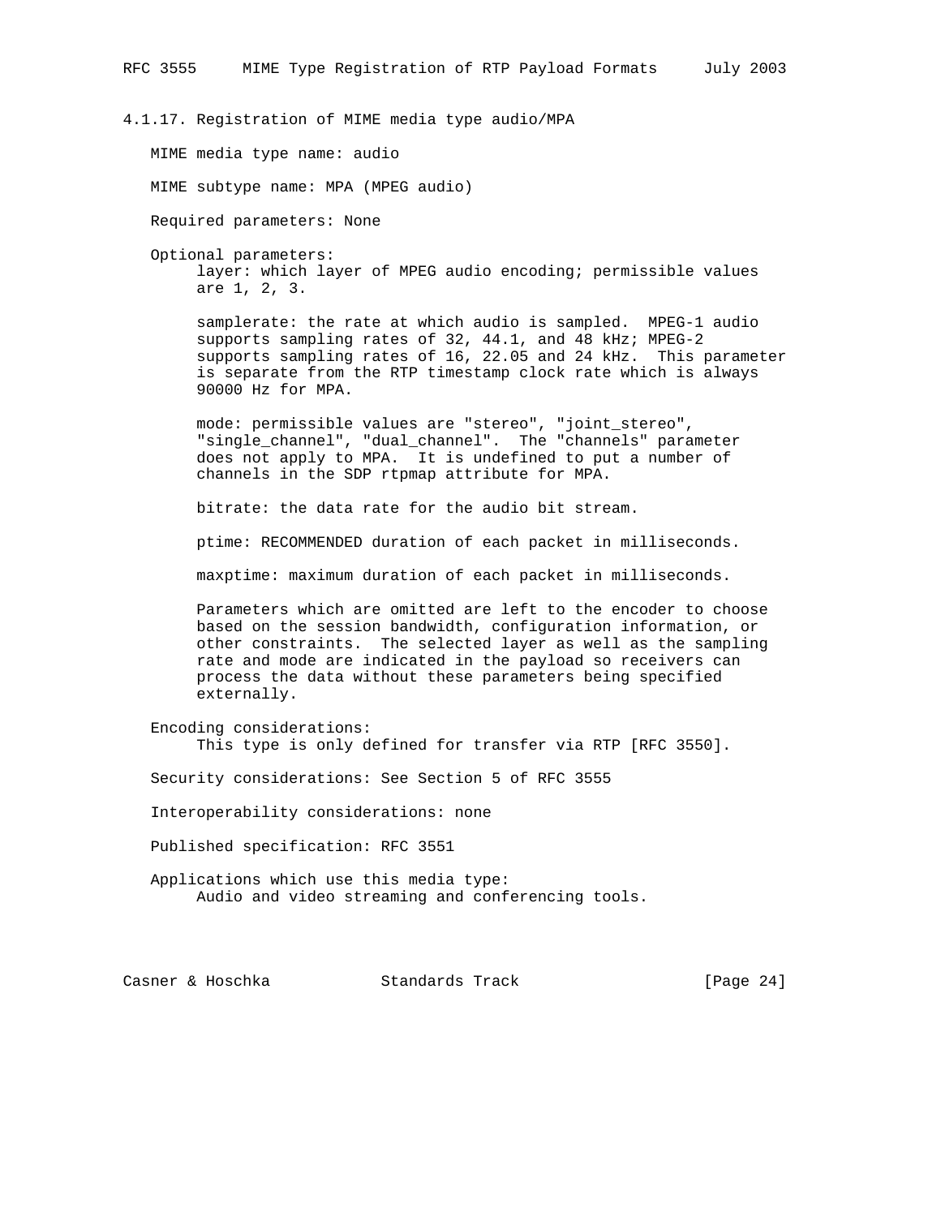### 4.1.17. Registration of MIME media type audio/MPA

MIME media type name: audio

MIME subtype name: MPA (MPEG audio)

Required parameters: None

Optional parameters:

layer: which layer of MPEG audio encoding; permissible values are 1, 2, 3.

samplerate: the rate at which audio is sampled. MPEG-1 audio supports sampling rates of 32, 44.1, and 48 kHz; MPEG-2 supports sampling rates of 16, 22.05 and 24 kHz. This parameter is separate from the RTP timestamp clock rate which is always 90000 Hz for MPA.

mode: permissible values are "stereo", "joint_stereo", "single_channel", "dual_channel". The "channels" parameter does not apply to MPA. It is undefined to put a number of channels in the SDP rtpmap attribute for MPA.

bitrate: the data rate for the audio bit stream.

ptime: RECOMMENDED duration of each packet in milliseconds.

maxptime: maximum duration of each packet in milliseconds.

Parameters which are omitted are left to the encoder to choose based on the session bandwidth, configuration information, or other constraints. The selected layer as well as the sampling rate and mode are indicated in the payload so receivers can process the data without these parameters being specified externally.

Encoding considerations:
This type is only defined for transfer via RTP [RFC 3550].

Security considerations: See Section 5 of RFC 3555

Interoperability considerations: none

Published specification: RFC 3551

Applications which use this media type:
Audio and video streaming and conferencing tools.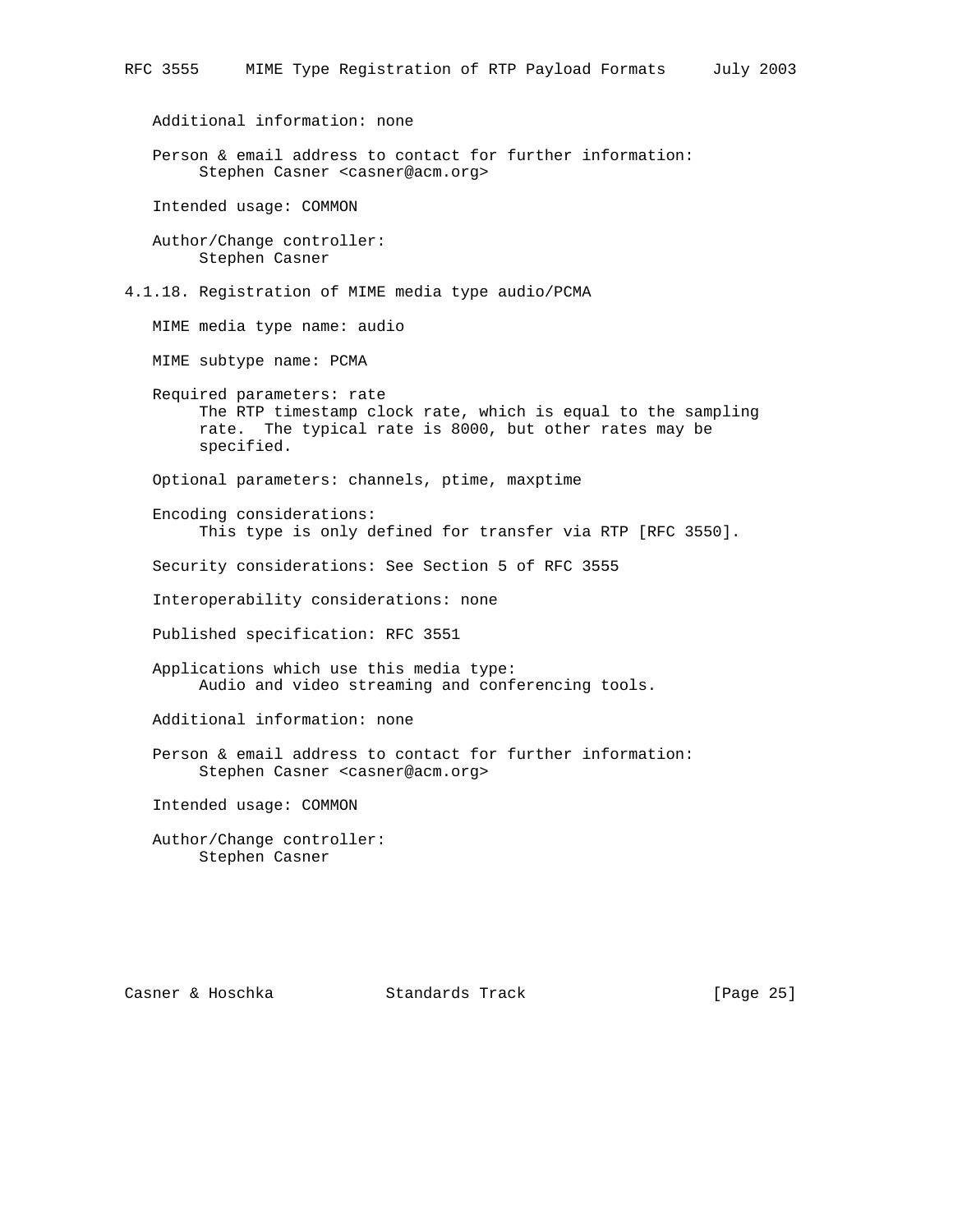Additional information: none

Person & email address to contact for further information:
Stephen Casner <casner@acm.org>

Intended usage: COMMON

Author/Change controller:
Stephen Casner

### 4.1.18. Registration of MIME media type audio/PCMA

MIME media type name: audio

MIME subtype name: PCMA

Required parameters: rate
The RTP timestamp clock rate, which is equal to the sampling rate. The typical rate is 8000, but other rates may be specified.

Optional parameters: channels, ptime, maxptime

Encoding considerations:
This type is only defined for transfer via RTP [RFC 3550].

Security considerations: See Section 5 of RFC 3555

Interoperability considerations: none

Published specification: RFC 3551

Applications which use this media type:
Audio and video streaming and conferencing tools.

Additional information: none

Person & email address to contact for further information:
Stephen Casner <casner@acm.org>

Intended usage: COMMON

Author/Change controller:
Stephen Casner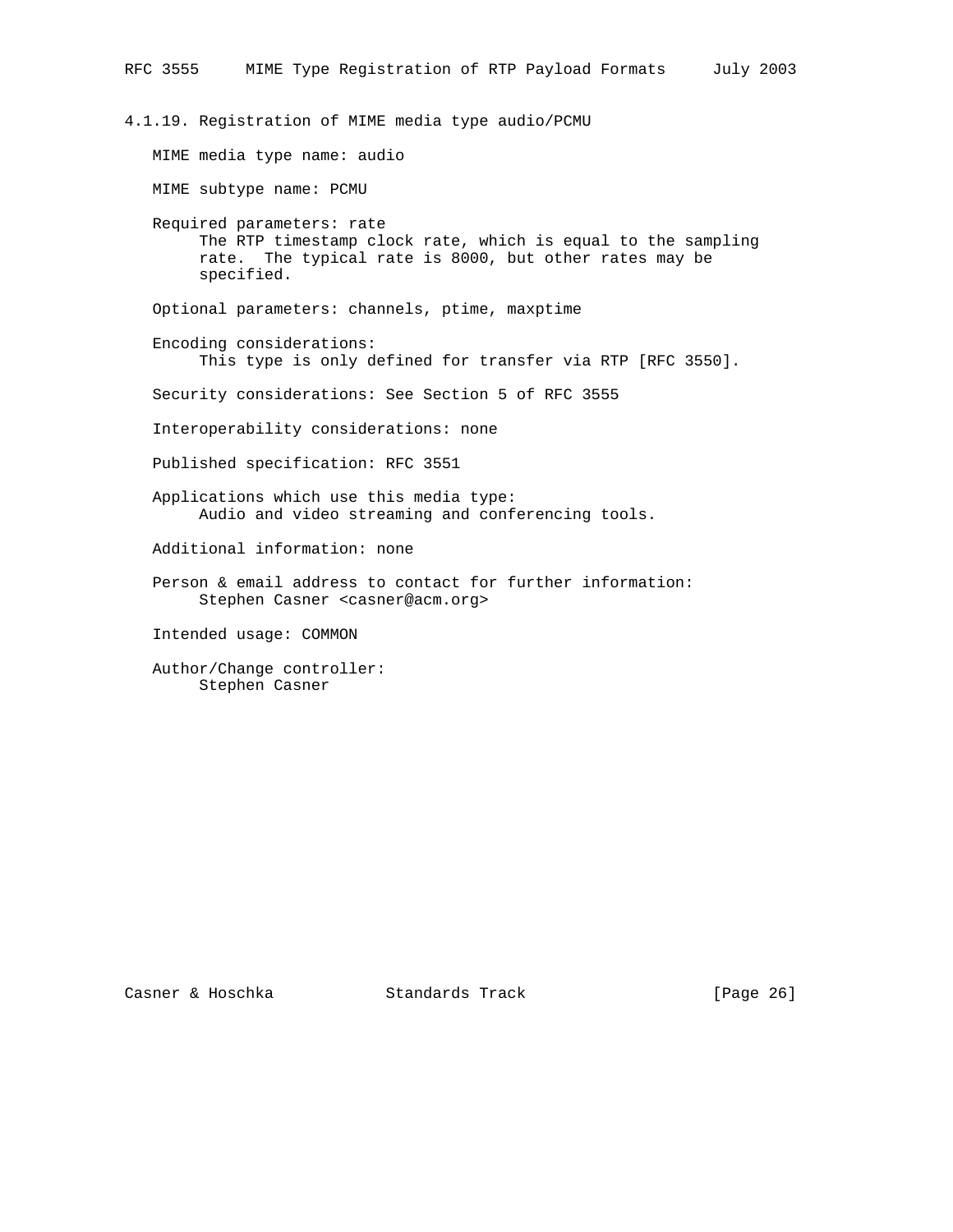### 4.1.19. Registration of MIME media type audio/PCMU

MIME media type name: audio

MIME subtype name: PCMU

Required parameters: rate
  The RTP timestamp clock rate, which is equal to the sampling rate. The typical rate is 8000, but other rates may be specified.

Optional parameters: channels, ptime, maxptime

Encoding considerations:
  This type is only defined for transfer via RTP [RFC 3550].

Security considerations: See Section 5 of RFC 3555

Interoperability considerations: none

Published specification: RFC 3551

Applications which use this media type:
  Audio and video streaming and conferencing tools.

Additional information: none

Person & email address to contact for further information:
  Stephen Casner <casner@acm.org>

Intended usage: COMMON

Author/Change controller:
  Stephen Casner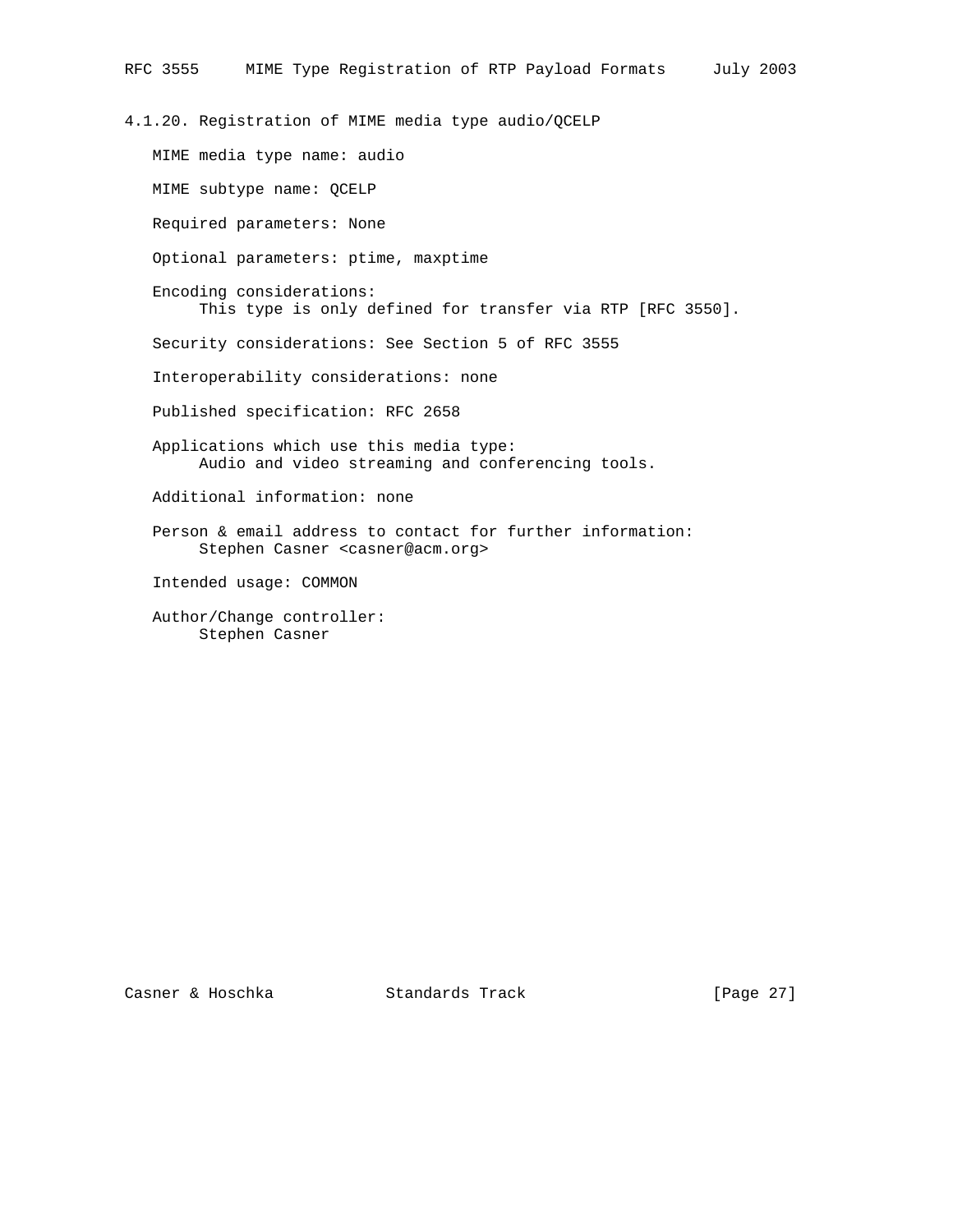### 4.1.20. Registration of MIME media type audio/QCELP

MIME media type name: audio

MIME subtype name: QCELP

Required parameters: None

Optional parameters: ptime, maxptime

Encoding considerations:
This type is only defined for transfer via RTP [RFC 3550].

Security considerations: See Section 5 of RFC 3555

Interoperability considerations: none

Published specification: RFC 2658

Applications which use this media type:
Audio and video streaming and conferencing tools.

Additional information: none

Person & email address to contact for further information:
Stephen Casner <casner@acm.org>

Intended usage: COMMON

Author/Change controller:
Stephen Casner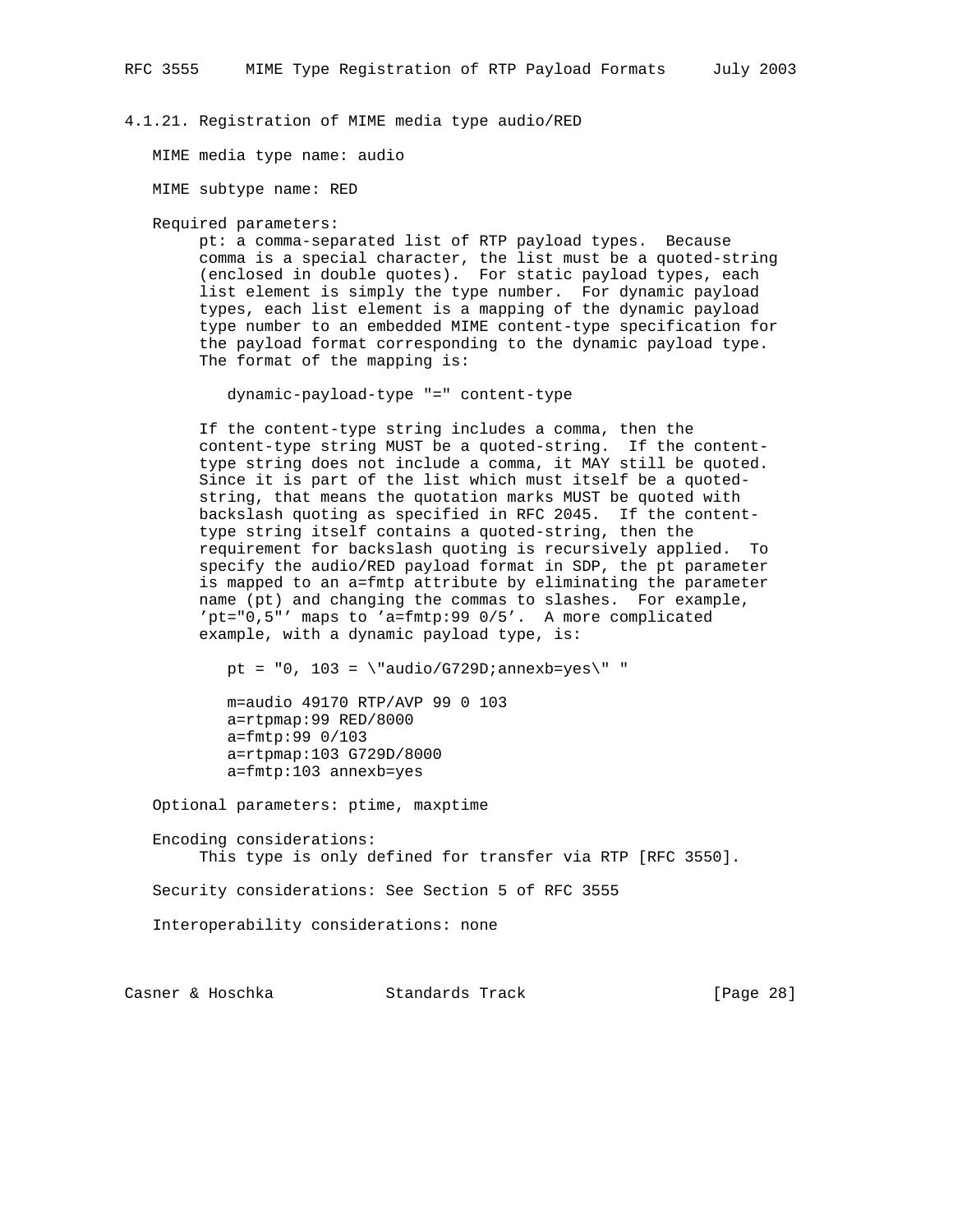### 4.1.21. Registration of MIME media type audio/RED

MIME media type name: audio

MIME subtype name: RED

Required parameters:

pt: a comma-separated list of RTP payload types. Because comma is a special character, the list must be a quoted-string (enclosed in double quotes). For static payload types, each list element is simply the type number. For dynamic payload types, each list element is a mapping of the dynamic payload type number to an embedded MIME content-type specification for the payload format corresponding to the dynamic payload type. The format of the mapping is:

```
dynamic-payload-type "=" content-type
```

If the content-type string includes a comma, then the content-type string MUST be a quoted-string. If the content-type string does not include a comma, it MAY still be quoted. Since it is part of the list which must itself be a quoted-string, that means the quotation marks MUST be quoted with backslash quoting as specified in RFC 2045. If the content-type string itself contains a quoted-string, then the requirement for backslash quoting is recursively applied. To specify the audio/RED payload format in SDP, the pt parameter is mapped to an a=fmtp attribute by eliminating the parameter name (pt) and changing the commas to slashes. For example, 'pt="0,5"' maps to 'a=fmtp:99 0/5'. A more complicated example, with a dynamic payload type, is:

```
pt = "0, 103 = \"audio/G729D;annexb=yes\" "

m=audio 49170 RTP/AVP 99 0 103
a=rtpmap:99 RED/8000
a=fmtp:99 0/103
a=rtpmap:103 G729D/8000
a=fmtp:103 annexb=yes
```

Optional parameters: ptime, maxptime

Encoding considerations:

This type is only defined for transfer via RTP [RFC 3550].

Security considerations: See Section 5 of RFC 3555

Interoperability considerations: none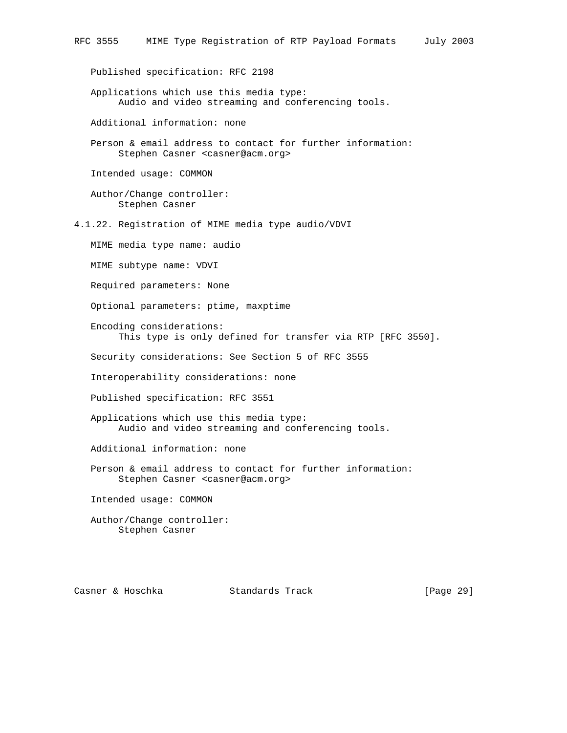Published specification: RFC 2198

Applications which use this media type:
Audio and video streaming and conferencing tools.

Additional information: none

Person & email address to contact for further information:
Stephen Casner <casner@acm.org>

Intended usage: COMMON

Author/Change controller:
Stephen Casner

### 4.1.22. Registration of MIME media type audio/VDVI

MIME media type name: audio

MIME subtype name: VDVI

Required parameters: None

Optional parameters: ptime, maxptime

Encoding considerations:
This type is only defined for transfer via RTP [RFC 3550].

Security considerations: See Section 5 of RFC 3555

Interoperability considerations: none

Published specification: RFC 3551

Applications which use this media type:
Audio and video streaming and conferencing tools.

Additional information: none

Person & email address to contact for further information:
Stephen Casner <casner@acm.org>

Intended usage: COMMON

Author/Change controller:
Stephen Casner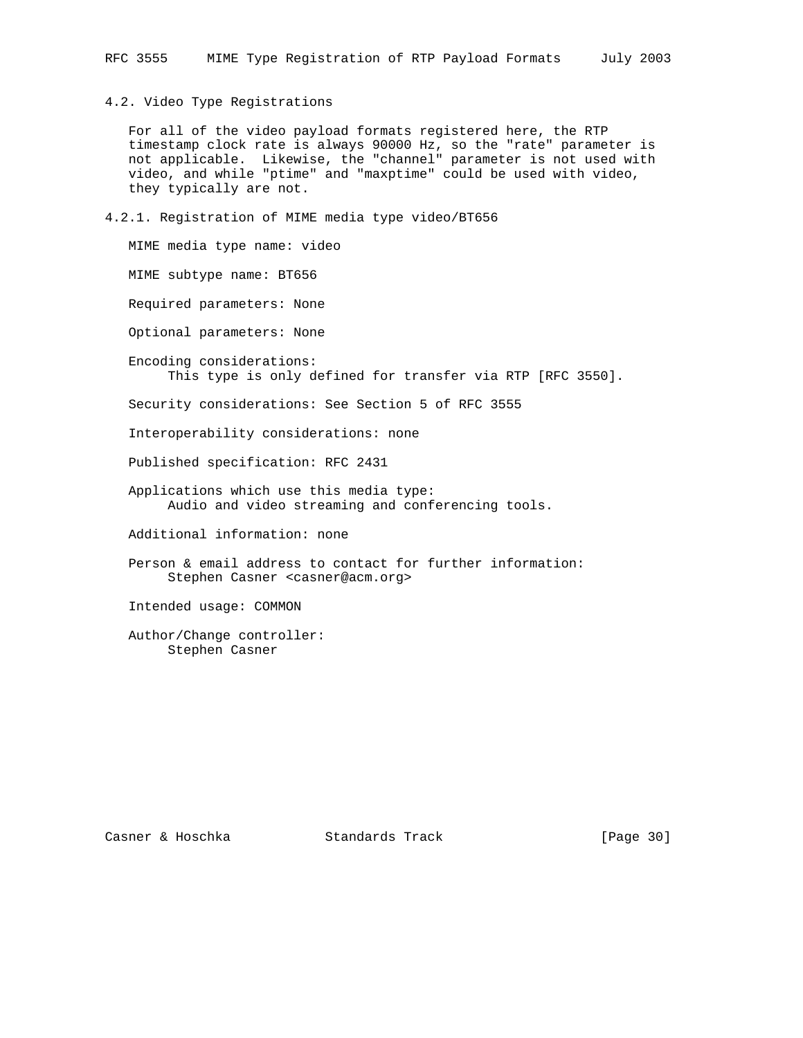### 4.2. Video Type Registrations

For all of the video payload formats registered here, the RTP timestamp clock rate is always 90000 Hz, so the "rate" parameter is not applicable. Likewise, the "channel" parameter is not used with video, and while "ptime" and "maxptime" could be used with video, they typically are not.

#### 4.2.1. Registration of MIME media type video/BT656

MIME media type name: video

MIME subtype name: BT656

Required parameters: None

Optional parameters: None

Encoding considerations:
This type is only defined for transfer via RTP [RFC 3550].

Security considerations: See Section 5 of RFC 3555

Interoperability considerations: none

Published specification: RFC 2431

Applications which use this media type:
Audio and video streaming and conferencing tools.

Additional information: none

Person & email address to contact for further information:
Stephen Casner <casner@acm.org>

Intended usage: COMMON

Author/Change controller:
Stephen Casner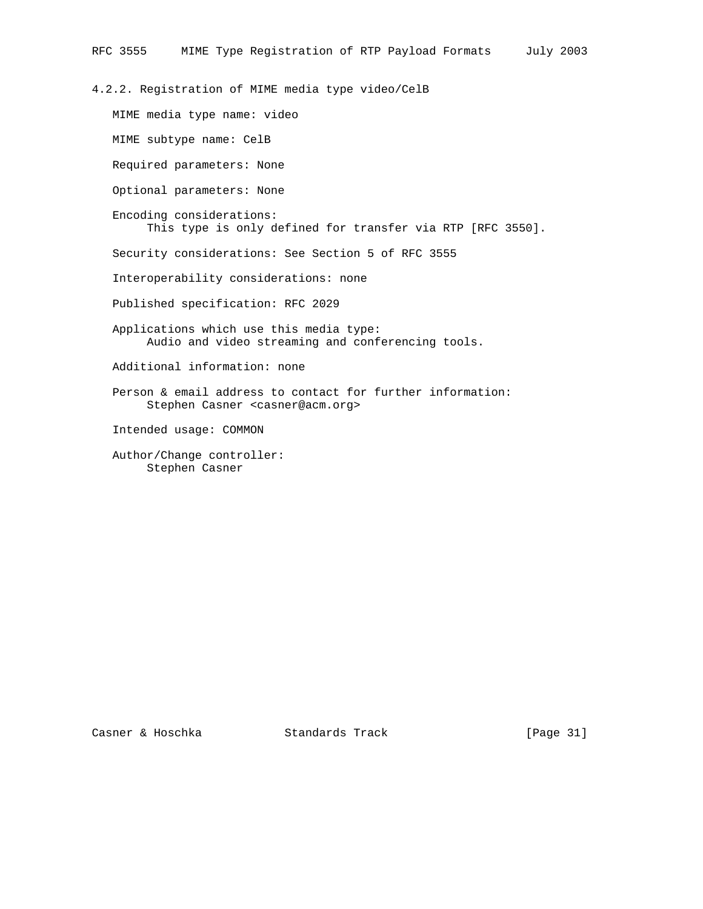### 4.2.2. Registration of MIME media type video/CelB

MIME media type name: video

MIME subtype name: CelB

Required parameters: None

Optional parameters: None

Encoding considerations:
This type is only defined for transfer via RTP [RFC 3550].

Security considerations: See Section 5 of RFC 3555

Interoperability considerations: none

Published specification: RFC 2029

Applications which use this media type:
Audio and video streaming and conferencing tools.

Additional information: none

Person & email address to contact for further information:
Stephen Casner <casner@acm.org>

Intended usage: COMMON

Author/Change controller:
Stephen Casner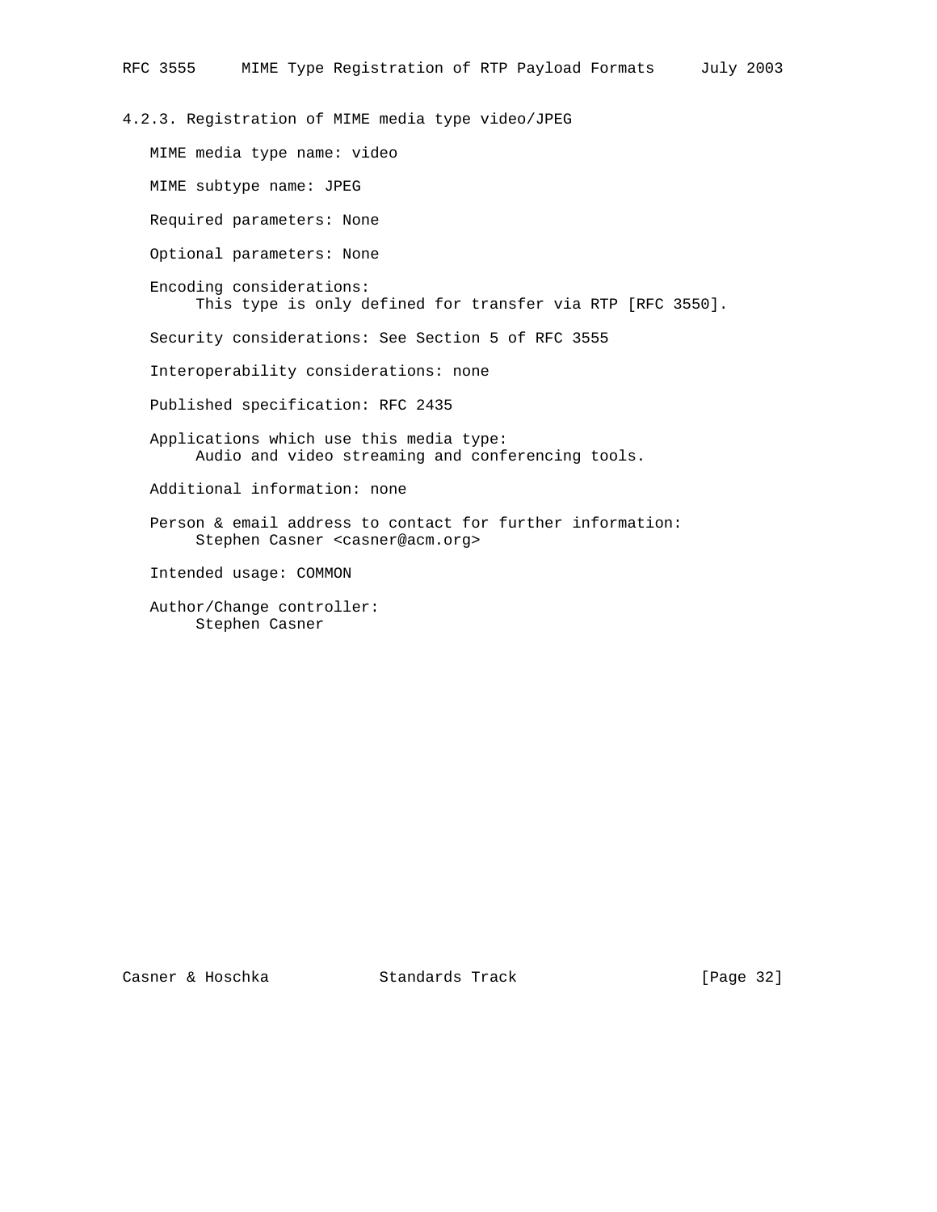### 4.2.3. Registration of MIME media type video/JPEG

MIME media type name: video

MIME subtype name: JPEG

Required parameters: None

Optional parameters: None

Encoding considerations:
This type is only defined for transfer via RTP [RFC 3550].

Security considerations: See Section 5 of RFC 3555

Interoperability considerations: none

Published specification: RFC 2435

Applications which use this media type:
Audio and video streaming and conferencing tools.

Additional information: none

Person & email address to contact for further information:
Stephen Casner <casner@acm.org>

Intended usage: COMMON

Author/Change controller:
Stephen Casner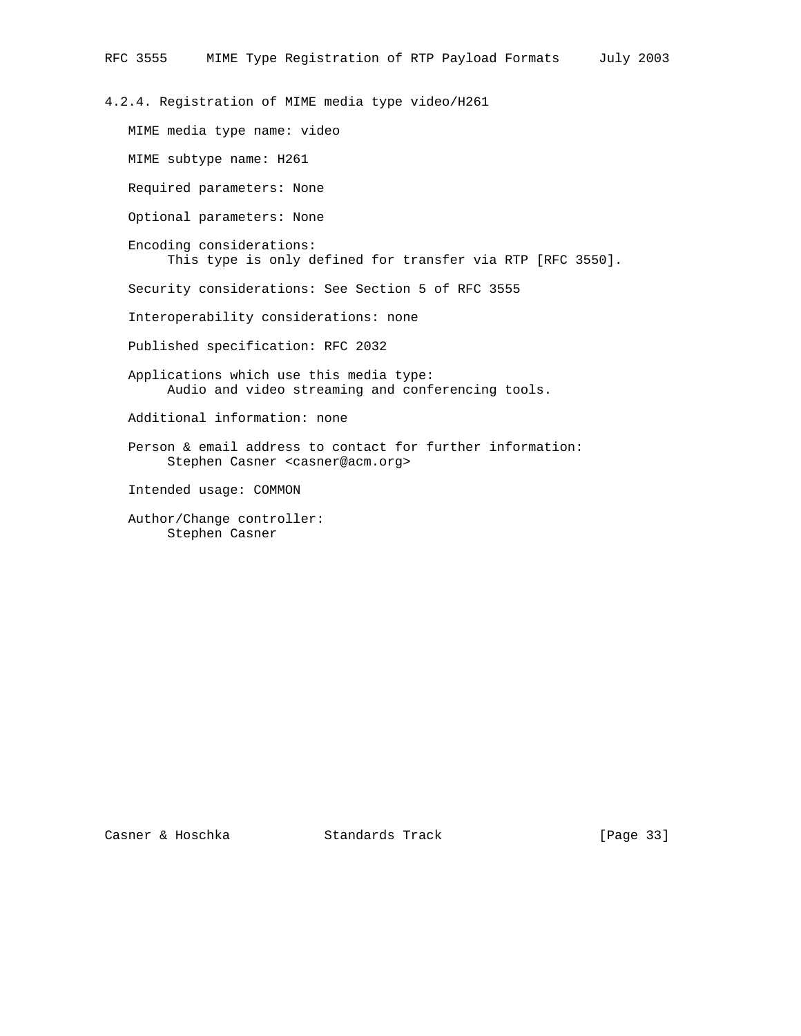#### 4.2.4. Registration of MIME media type video/H261

MIME media type name: video

MIME subtype name: H261

Required parameters: None

Optional parameters: None

Encoding considerations:
This type is only defined for transfer via RTP [RFC 3550].

Security considerations: See Section 5 of RFC 3555

Interoperability considerations: none

Published specification: RFC 2032

Applications which use this media type:
Audio and video streaming and conferencing tools.

Additional information: none

Person & email address to contact for further information:
Stephen Casner <casner@acm.org>

Intended usage: COMMON

Author/Change controller:
Stephen Casner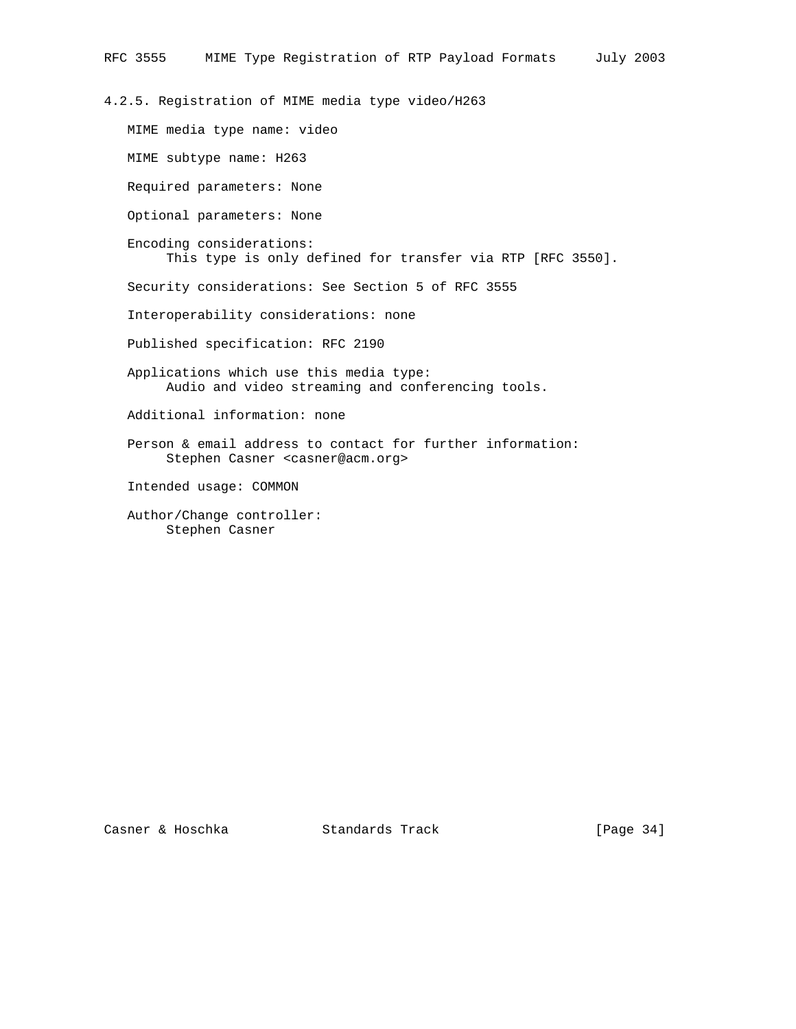### 4.2.5. Registration of MIME media type video/H263

MIME media type name: video

MIME subtype name: H263

Required parameters: None

Optional parameters: None

Encoding considerations:
This type is only defined for transfer via RTP [RFC 3550].

Security considerations: See Section 5 of RFC 3555

Interoperability considerations: none

Published specification: RFC 2190

Applications which use this media type:
Audio and video streaming and conferencing tools.

Additional information: none

Person & email address to contact for further information:
Stephen Casner <casner@acm.org>

Intended usage: COMMON

Author/Change controller:
Stephen Casner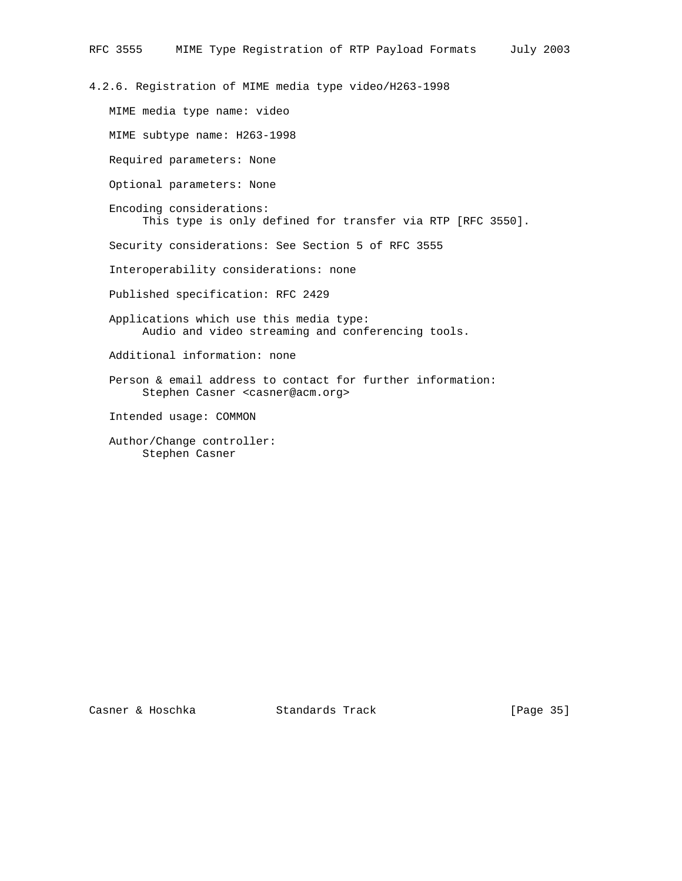### 4.2.6. Registration of MIME media type video/H263-1998

MIME media type name: video

MIME subtype name: H263-1998

Required parameters: None

Optional parameters: None

Encoding considerations:
This type is only defined for transfer via RTP [RFC 3550].

Security considerations: See Section 5 of RFC 3555

Interoperability considerations: none

Published specification: RFC 2429

Applications which use this media type:
Audio and video streaming and conferencing tools.

Additional information: none

Person & email address to contact for further information:
Stephen Casner <casner@acm.org>

Intended usage: COMMON

Author/Change controller:
Stephen Casner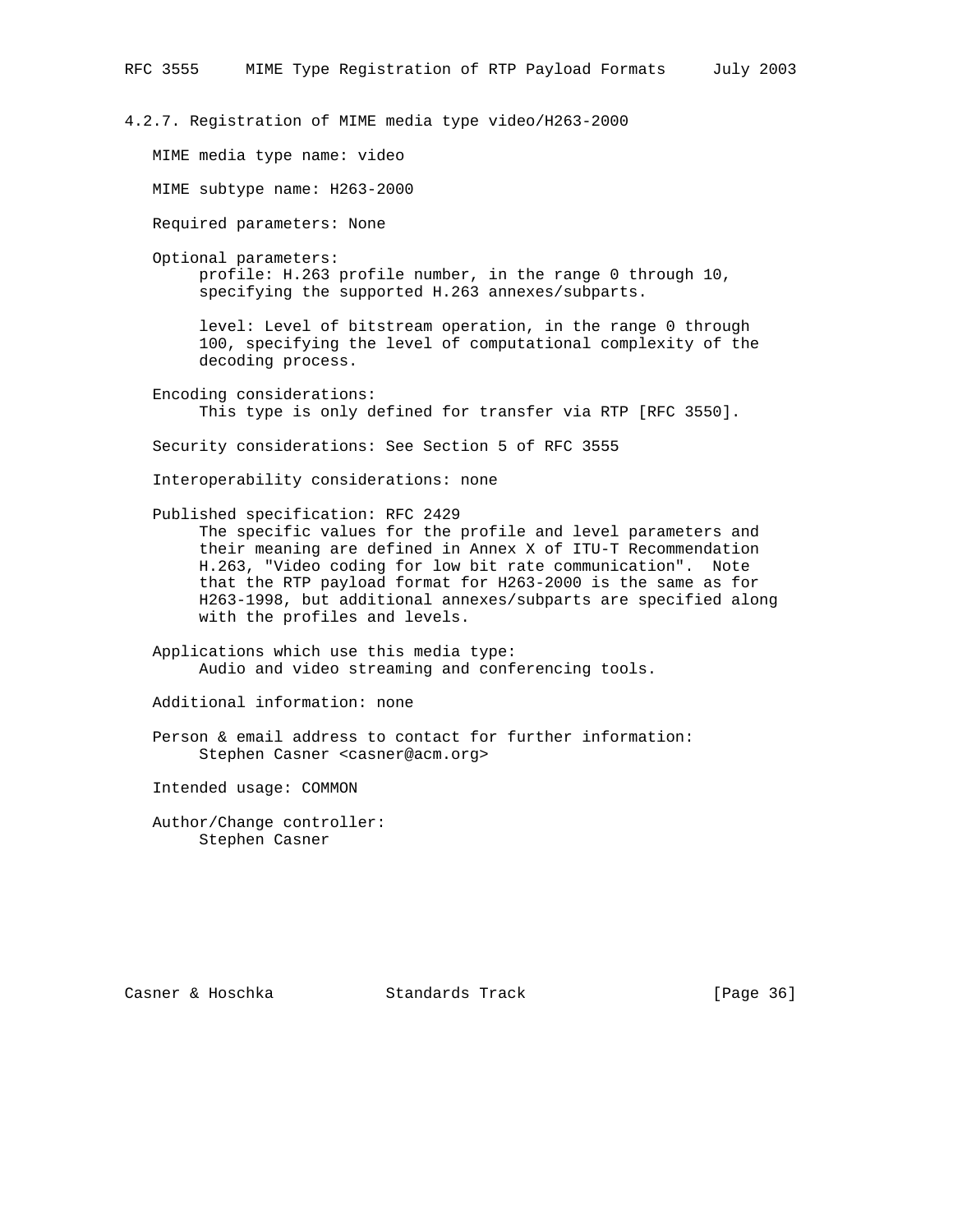### 4.2.7. Registration of MIME media type video/H263-2000

MIME media type name: video

MIME subtype name: H263-2000

Required parameters: None

Optional parameters:
profile: H.263 profile number, in the range 0 through 10, specifying the supported H.263 annexes/subparts.

level: Level of bitstream operation, in the range 0 through 100, specifying the level of computational complexity of the decoding process.

Encoding considerations:
This type is only defined for transfer via RTP [RFC 3550].

Security considerations: See Section 5 of RFC 3555

Interoperability considerations: none

Published specification: RFC 2429
The specific values for the profile and level parameters and their meaning are defined in Annex X of ITU-T Recommendation H.263, "Video coding for low bit rate communication". Note that the RTP payload format for H263-2000 is the same as for H263-1998, but additional annexes/subparts are specified along with the profiles and levels.

Applications which use this media type:
Audio and video streaming and conferencing tools.

Additional information: none

Person & email address to contact for further information:
Stephen Casner <casner@acm.org>

Intended usage: COMMON

Author/Change controller:
Stephen Casner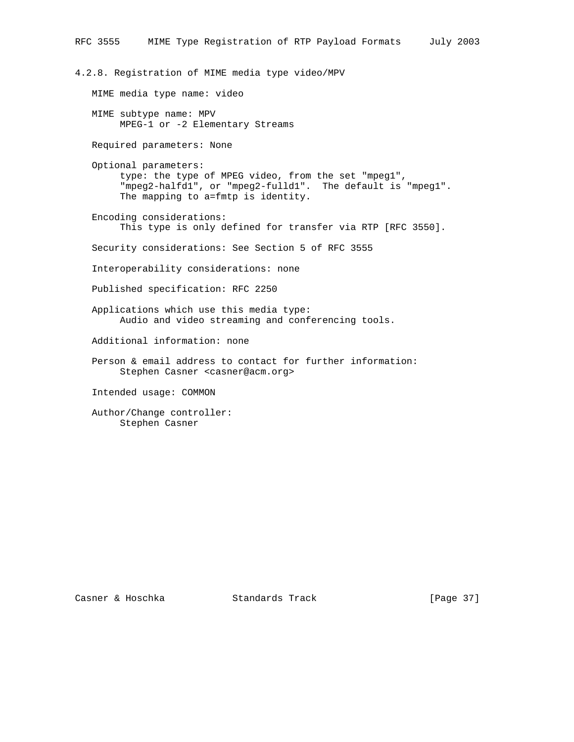### 4.2.8. Registration of MIME media type video/MPV

MIME media type name: video

MIME subtype name: MPV
MPEG-1 or -2 Elementary Streams

Required parameters: None

Optional parameters:
type: the type of MPEG video, from the set "mpeg1", "mpeg2-halfd1", or "mpeg2-fulld1". The default is "mpeg1". The mapping to a=fmtp is identity.

Encoding considerations:
This type is only defined for transfer via RTP [RFC 3550].

Security considerations: See Section 5 of RFC 3555

Interoperability considerations: none

Published specification: RFC 2250

Applications which use this media type:
Audio and video streaming and conferencing tools.

Additional information: none

Person & email address to contact for further information:
Stephen Casner <casner@acm.org>

Intended usage: COMMON

Author/Change controller:
Stephen Casner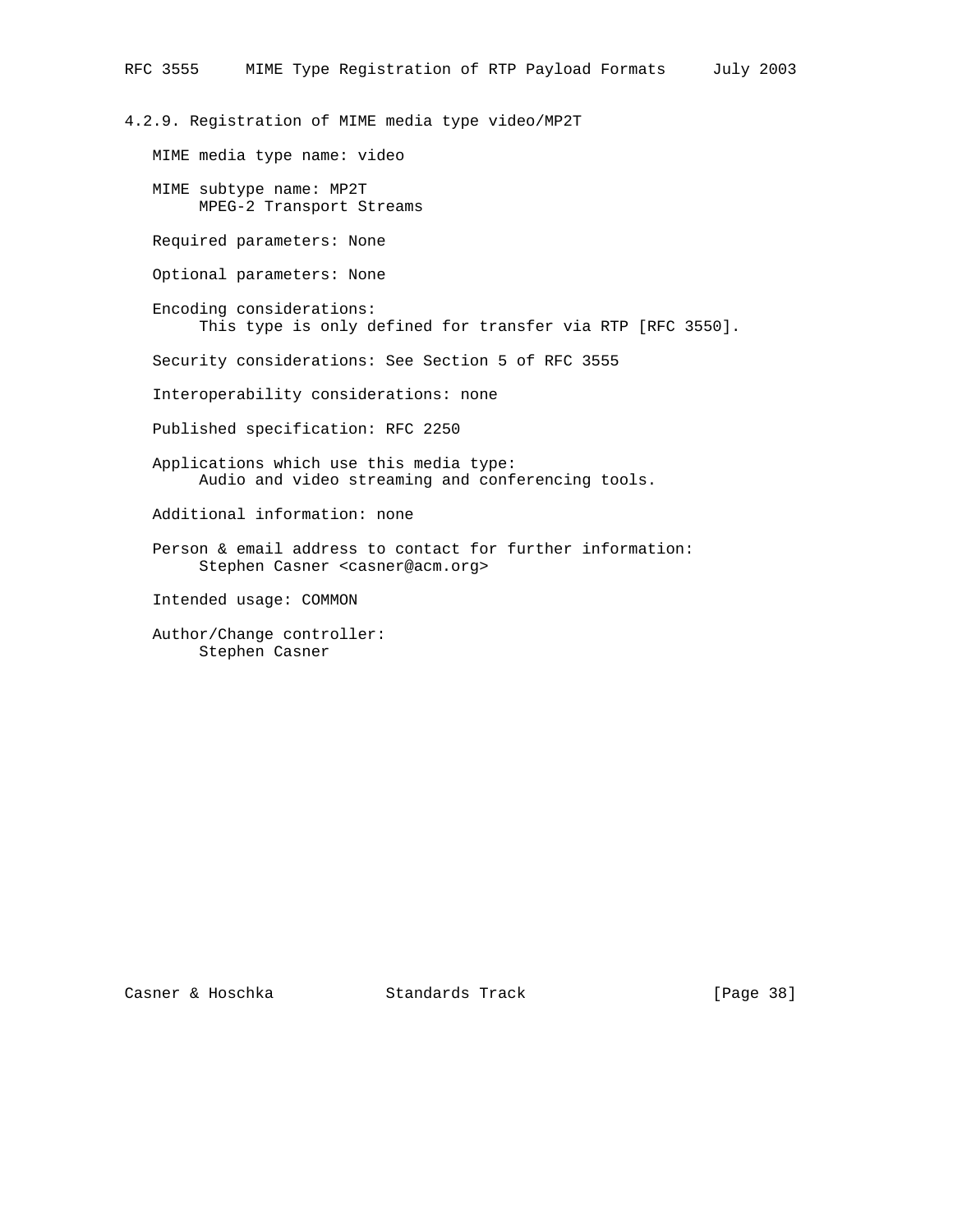### 4.2.9. Registration of MIME media type video/MP2T

MIME media type name: video

MIME subtype name: MP2T
MPEG-2 Transport Streams

Required parameters: None

Optional parameters: None

Encoding considerations:
This type is only defined for transfer via RTP [RFC 3550].

Security considerations: See Section 5 of RFC 3555

Interoperability considerations: none

Published specification: RFC 2250

Applications which use this media type:
Audio and video streaming and conferencing tools.

Additional information: none

Person & email address to contact for further information:
Stephen Casner <casner@acm.org>

Intended usage: COMMON

Author/Change controller:
Stephen Casner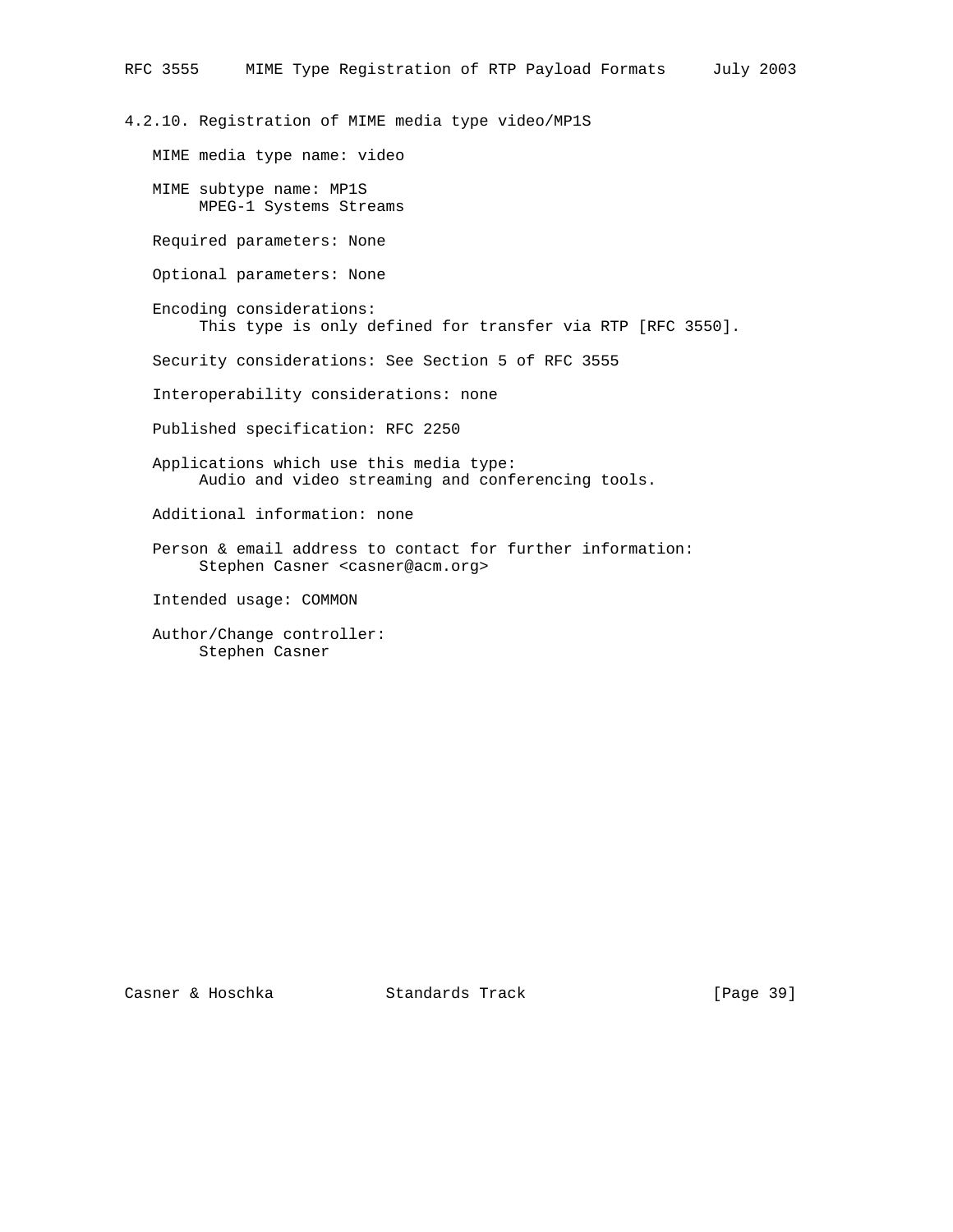### 4.2.10. Registration of MIME media type video/MP1S

MIME media type name: video

MIME subtype name: MP1S
MPEG-1 Systems Streams

Required parameters: None

Optional parameters: None

Encoding considerations:
This type is only defined for transfer via RTP [RFC 3550].

Security considerations: See Section 5 of RFC 3555

Interoperability considerations: none

Published specification: RFC 2250

Applications which use this media type:
Audio and video streaming and conferencing tools.

Additional information: none

Person & email address to contact for further information:
Stephen Casner <casner@acm.org>

Intended usage: COMMON

Author/Change controller:
Stephen Casner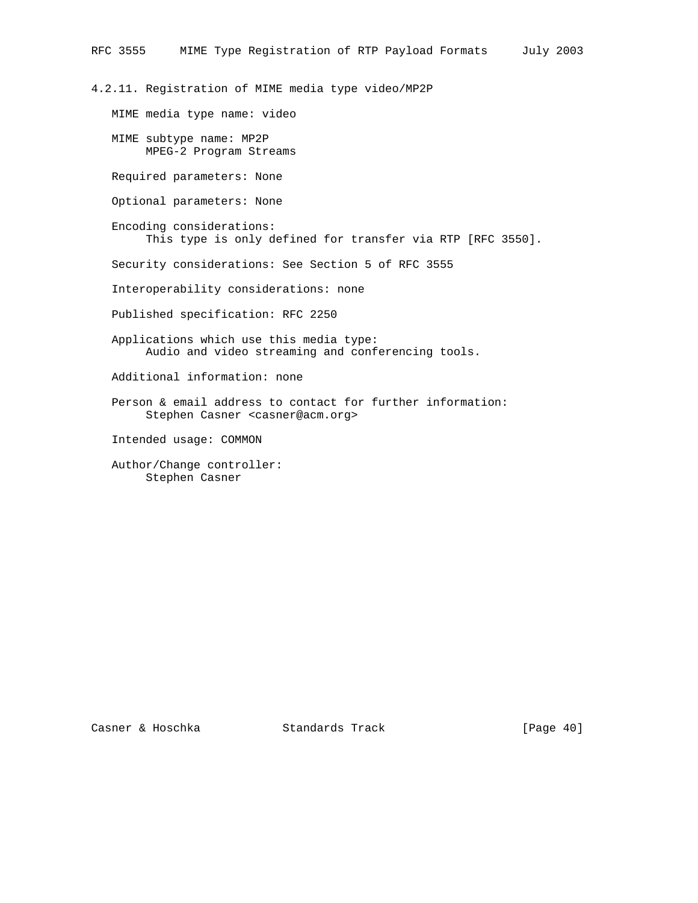### 4.2.11. Registration of MIME media type video/MP2P

MIME media type name: video

MIME subtype name: MP2P
MPEG-2 Program Streams

Required parameters: None

Optional parameters: None

Encoding considerations:
This type is only defined for transfer via RTP [RFC 3550].

Security considerations: See Section 5 of RFC 3555

Interoperability considerations: none

Published specification: RFC 2250

Applications which use this media type:
Audio and video streaming and conferencing tools.

Additional information: none

Person & email address to contact for further information:
Stephen Casner <casner@acm.org>

Intended usage: COMMON

Author/Change controller:
Stephen Casner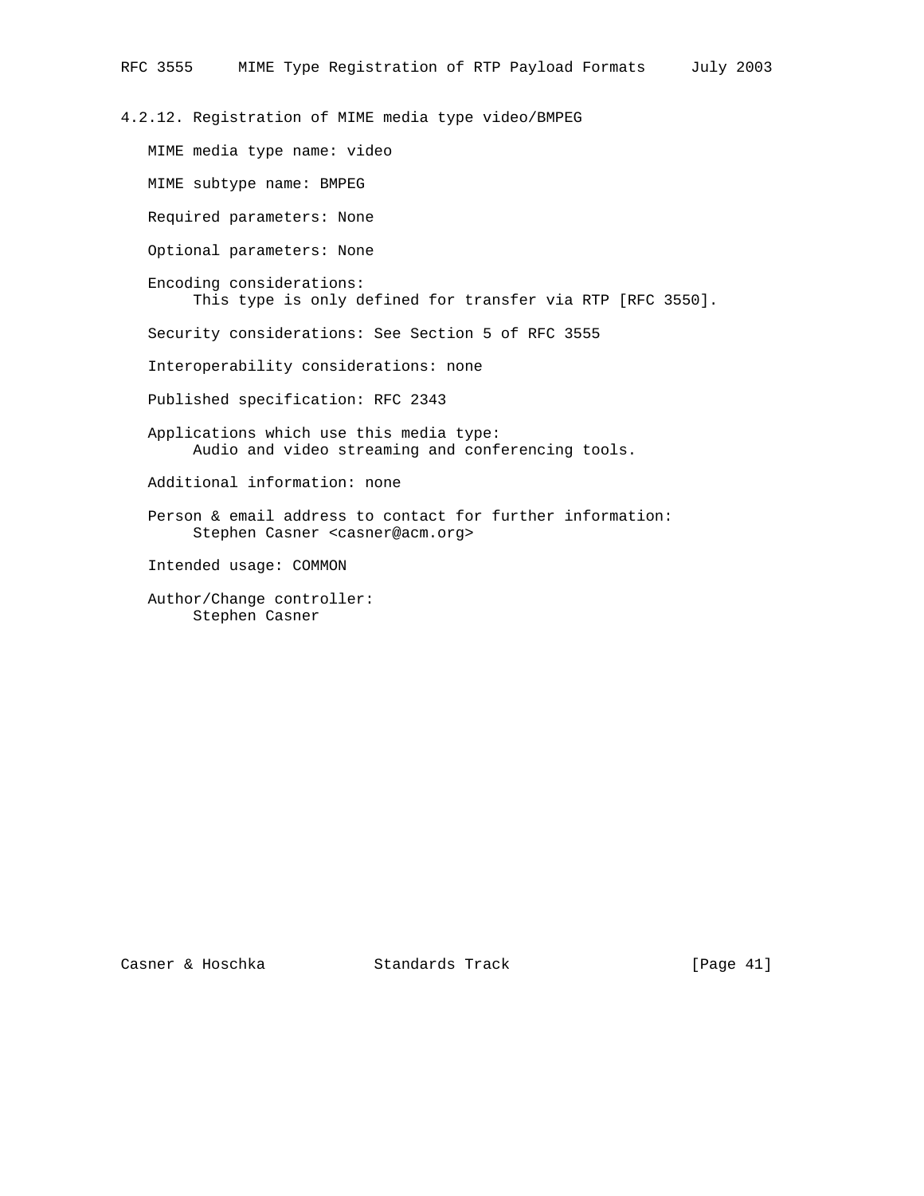### 4.2.12. Registration of MIME media type video/BMPEG

MIME media type name: video

MIME subtype name: BMPEG

Required parameters: None

Optional parameters: None

Encoding considerations:
This type is only defined for transfer via RTP [RFC 3550].

Security considerations: See Section 5 of RFC 3555

Interoperability considerations: none

Published specification: RFC 2343

Applications which use this media type:
Audio and video streaming and conferencing tools.

Additional information: none

Person & email address to contact for further information:
Stephen Casner <casner@acm.org>

Intended usage: COMMON

Author/Change controller:
Stephen Casner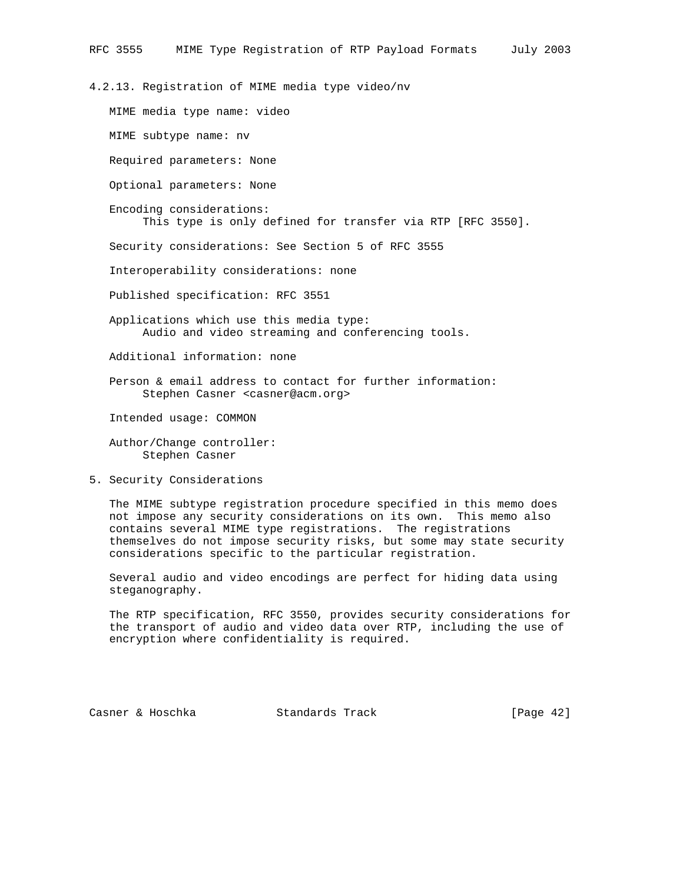#### 4.2.13. Registration of MIME media type video/nv

MIME media type name: video

MIME subtype name: nv

Required parameters: None

Optional parameters: None

Encoding considerations:
This type is only defined for transfer via RTP [RFC 3550].

Security considerations: See Section 5 of RFC 3555

Interoperability considerations: none

Published specification: RFC 3551

Applications which use this media type:
Audio and video streaming and conferencing tools.

Additional information: none

Person & email address to contact for further information:
Stephen Casner <casner@acm.org>

Intended usage: COMMON

Author/Change controller:
Stephen Casner

## 5. Security Considerations

The MIME subtype registration procedure specified in this memo does not impose any security considerations on its own. This memo also contains several MIME type registrations. The registrations themselves do not impose security risks, but some may state security considerations specific to the particular registration.

Several audio and video encodings are perfect for hiding data using steganography.

The RTP specification, RFC 3550, provides security considerations for the transport of audio and video data over RTP, including the use of encryption where confidentiality is required.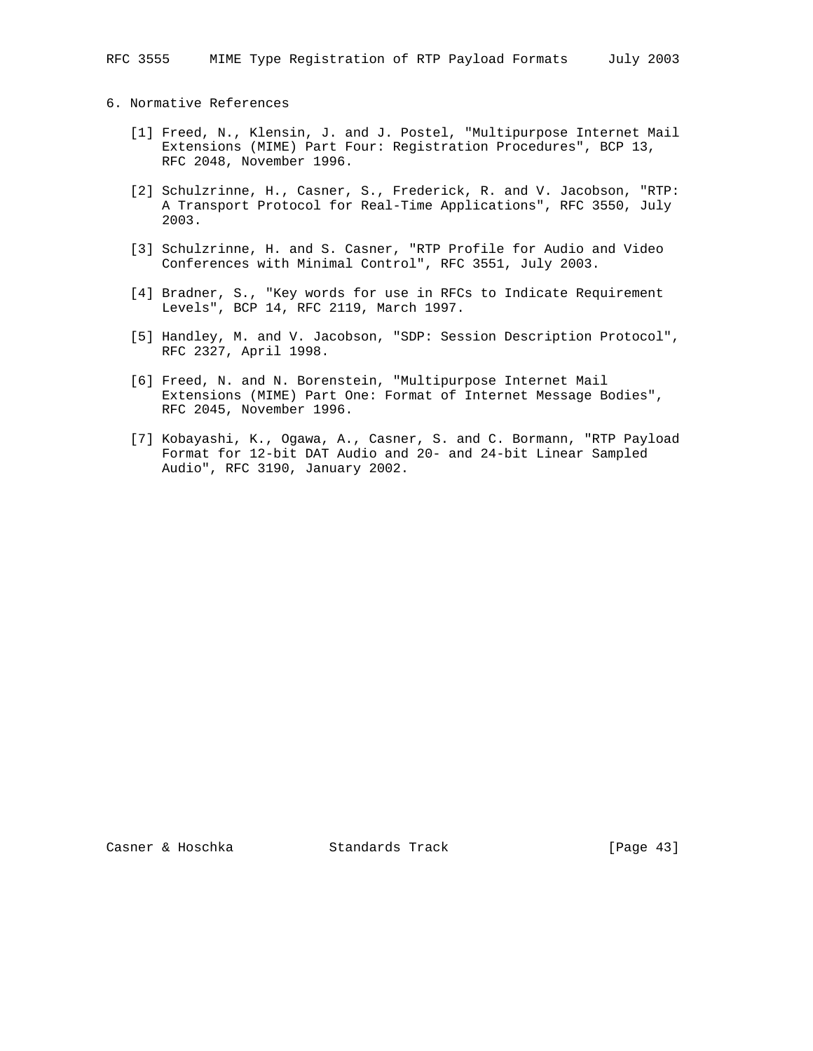## 6. Normative References

[1] Freed, N., Klensin, J. and J. Postel, "Multipurpose Internet Mail Extensions (MIME) Part Four: Registration Procedures", BCP 13, RFC 2048, November 1996.

[2] Schulzrinne, H., Casner, S., Frederick, R. and V. Jacobson, "RTP: A Transport Protocol for Real-Time Applications", RFC 3550, July 2003.

[3] Schulzrinne, H. and S. Casner, "RTP Profile for Audio and Video Conferences with Minimal Control", RFC 3551, July 2003.

[4] Bradner, S., "Key words for use in RFCs to Indicate Requirement Levels", BCP 14, RFC 2119, March 1997.

[5] Handley, M. and V. Jacobson, "SDP: Session Description Protocol", RFC 2327, April 1998.

[6] Freed, N. and N. Borenstein, "Multipurpose Internet Mail Extensions (MIME) Part One: Format of Internet Message Bodies", RFC 2045, November 1996.

[7] Kobayashi, K., Ogawa, A., Casner, S. and C. Bormann, "RTP Payload Format for 12-bit DAT Audio and 20- and 24-bit Linear Sampled Audio", RFC 3190, January 2002.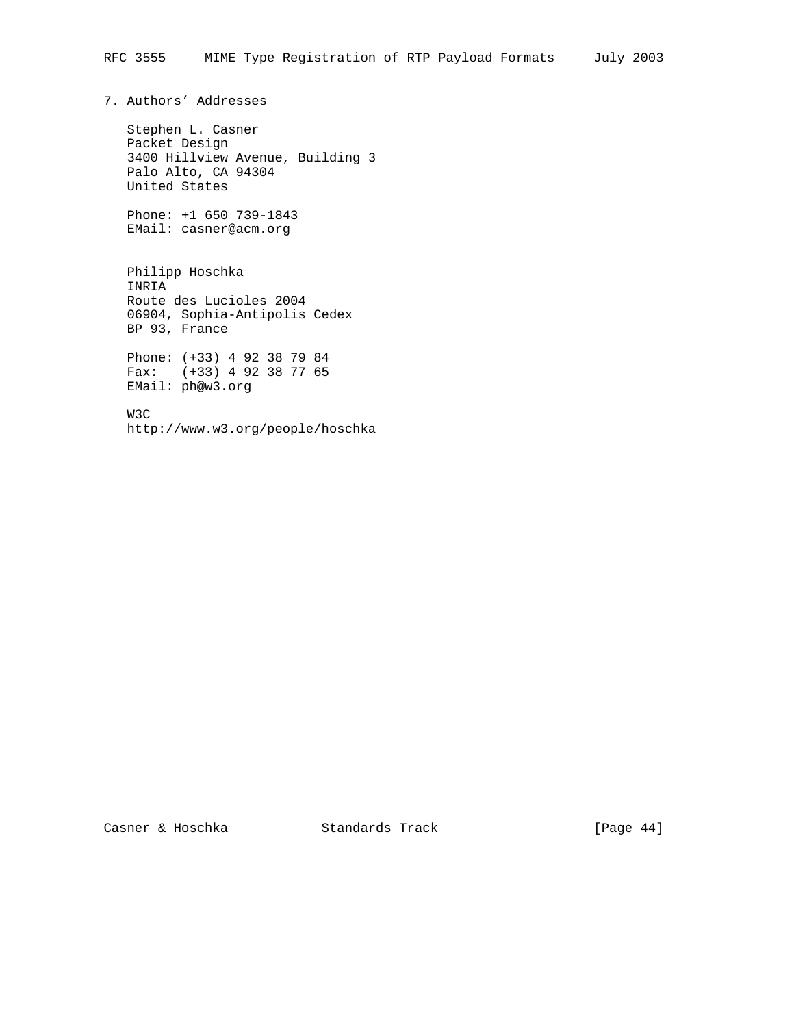## 7. Authors' Addresses

Stephen L. Casner
Packet Design
3400 Hillview Avenue, Building 3
Palo Alto, CA 94304
United States

Phone: +1 650 739-1843
EMail: casner@acm.org

Philipp Hoschka
INRIA
Route des Lucioles 2004
06904, Sophia-Antipolis Cedex
BP 93, France

Phone: (+33) 4 92 38 79 84
Fax: (+33) 4 92 38 77 65
EMail: ph@w3.org

W3C
http://www.w3.org/people/hoschka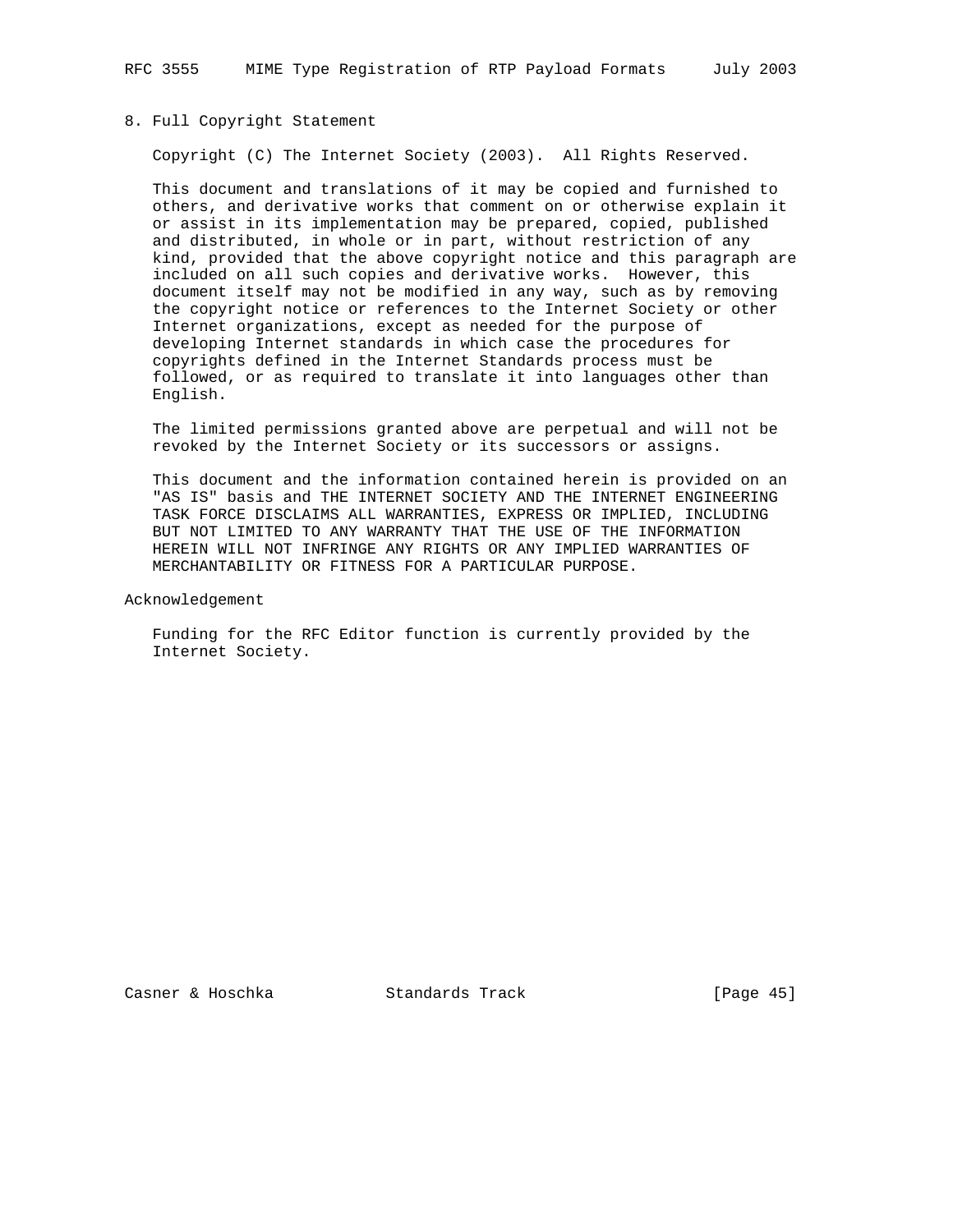## 8. Full Copyright Statement

Copyright (C) The Internet Society (2003). All Rights Reserved.

This document and translations of it may be copied and furnished to others, and derivative works that comment on or otherwise explain it or assist in its implementation may be prepared, copied, published and distributed, in whole or in part, without restriction of any kind, provided that the above copyright notice and this paragraph are included on all such copies and derivative works. However, this document itself may not be modified in any way, such as by removing the copyright notice or references to the Internet Society or other Internet organizations, except as needed for the purpose of developing Internet standards in which case the procedures for copyrights defined in the Internet Standards process must be followed, or as required to translate it into languages other than English.

The limited permissions granted above are perpetual and will not be revoked by the Internet Society or its successors or assigns.

This document and the information contained herein is provided on an "AS IS" basis and THE INTERNET SOCIETY AND THE INTERNET ENGINEERING TASK FORCE DISCLAIMS ALL WARRANTIES, EXPRESS OR IMPLIED, INCLUDING BUT NOT LIMITED TO ANY WARRANTY THAT THE USE OF THE INFORMATION HEREIN WILL NOT INFRINGE ANY RIGHTS OR ANY IMPLIED WARRANTIES OF MERCHANTABILITY OR FITNESS FOR A PARTICULAR PURPOSE.

## Acknowledgement

Funding for the RFC Editor function is currently provided by the Internet Society.